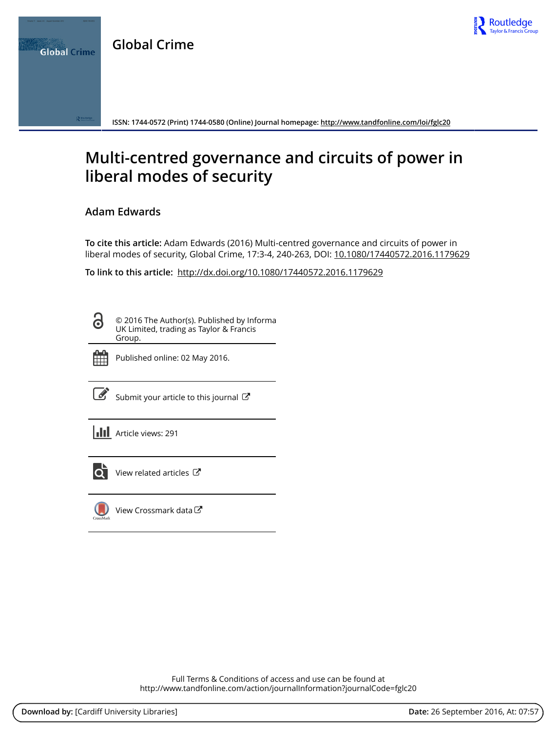Global Crime

ISSN: 1744-0572 (Print) 1744-0580 (Online) Journal homepage: http://www.tandfonline.com/loi/fglc20

# Multi-centred governance and circuits of power in liberal modes of security

Adam Edwards

**To cite this article:** Adam Edwards (2016) Multi-centred governance and circuits of power in liberal modes of security, Global Crime, 17:3-4, 240-263, DOI: 10.1080/17440572.2016.1179629

**To link to this article:** http://dx.doi.org/10.1080/17440572.2016.1179629

© 2016 The Author(s). Published by Informa UK Limited, trading as Taylor & Francis Group.

Published online: 02 May 2016.

Submit your article to this journal

Article views: 291

View related articles

View Crossmark data

Full Terms & Conditions of access and use can be found at http://www.tandfonline.com/action/journalInformation?journalCode=fglc20

**Download by:** [Cardiff University Libraries] **Date:** 26 September 2016, At: 07:57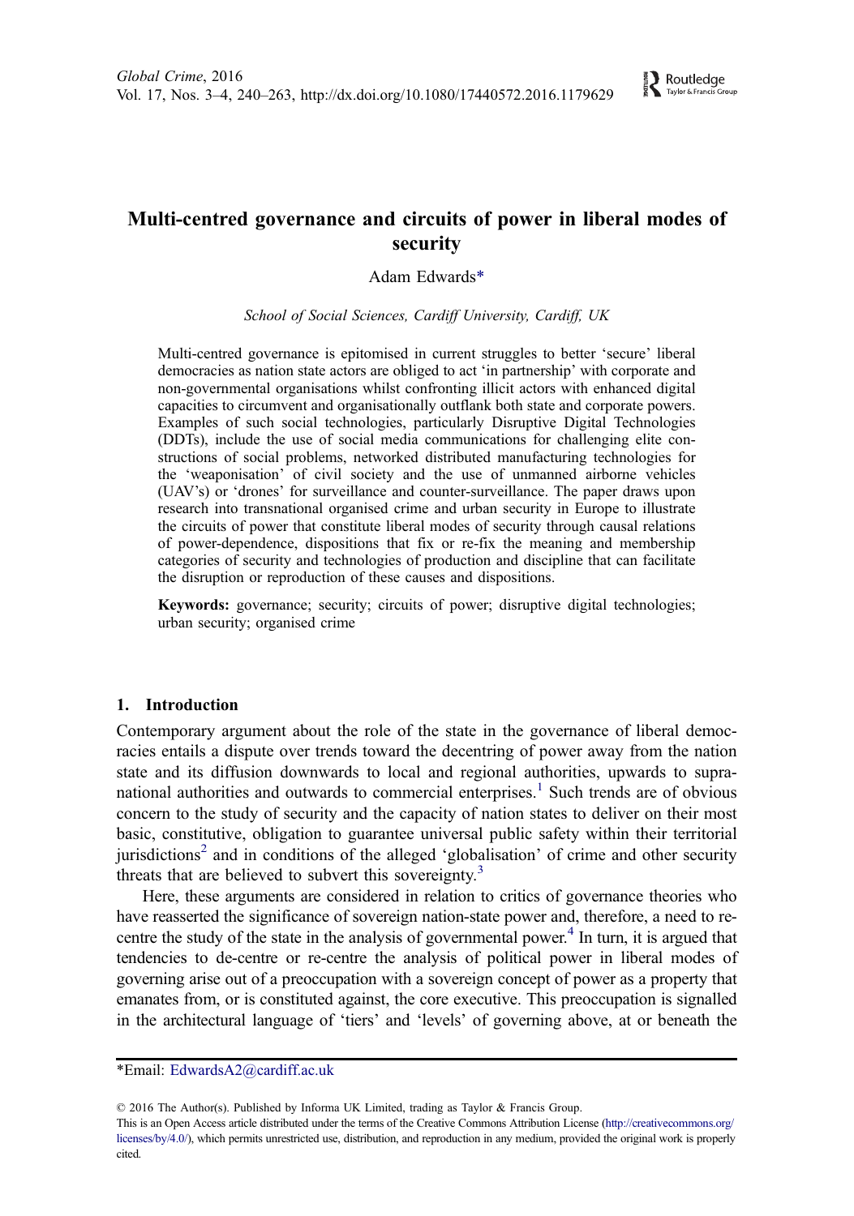# Multi-centred governance and circuits of power in liberal modes of security

Adam Edwards*

*School of Social Sciences, Cardiff University, Cardiff, UK*

Multi-centred governance is epitomised in current struggles to better 'secure' liberal democracies as nation state actors are obliged to act 'in partnership' with corporate and non-governmental organisations whilst confronting illicit actors with enhanced digital capacities to circumvent and organisationally outflank both state and corporate powers. Examples of such social technologies, particularly Disruptive Digital Technologies (DDTs), include the use of social media communications for challenging elite constructions of social problems, networked distributed manufacturing technologies for the 'weaponisation' of civil society and the use of unmanned airborne vehicles (UAV's) or 'drones' for surveillance and counter-surveillance. The paper draws upon research into transnational organised crime and urban security in Europe to illustrate the circuits of power that constitute liberal modes of security through causal relations of power-dependence, dispositions that fix or re-fix the meaning and membership categories of security and technologies of production and discipline that can facilitate the disruption or reproduction of these causes and dispositions.

**Keywords:** governance; security; circuits of power; disruptive digital technologies; urban security; organised crime

## 1. Introduction

Contemporary argument about the role of the state in the governance of liberal democracies entails a dispute over trends toward the decentring of power away from the nation state and its diffusion downwards to local and regional authorities, upwards to supra-national authorities and outwards to commercial enterprises.[1] Such trends are of obvious concern to the study of security and the capacity of nation states to deliver on their most basic, constitutive, obligation to guarantee universal public safety within their territorial jurisdictions[2] and in conditions of the alleged 'globalisation' of crime and other security threats that are believed to subvert this sovereignty.[3]

Here, these arguments are considered in relation to critics of governance theories who have reasserted the significance of sovereign nation-state power and, therefore, a need to re-centre the study of the state in the analysis of governmental power.[4] In turn, it is argued that tendencies to de-centre or re-centre the analysis of political power in liberal modes of governing arise out of a preoccupation with a sovereign concept of power as a property that emanates from, or is constituted against, the core executive. This preoccupation is signalled in the architectural language of 'tiers' and 'levels' of governing above, at or beneath the

---

*Email: EdwardsA2@cardiff.ac.uk

© 2016 The Author(s). Published by Informa UK Limited, trading as Taylor & Francis Group.
This is an Open Access article distributed under the terms of the Creative Commons Attribution License (http://creativecommons.org/licenses/by/4.0/), which permits unrestricted use, distribution, and reproduction in any medium, provided the original work is properly cited.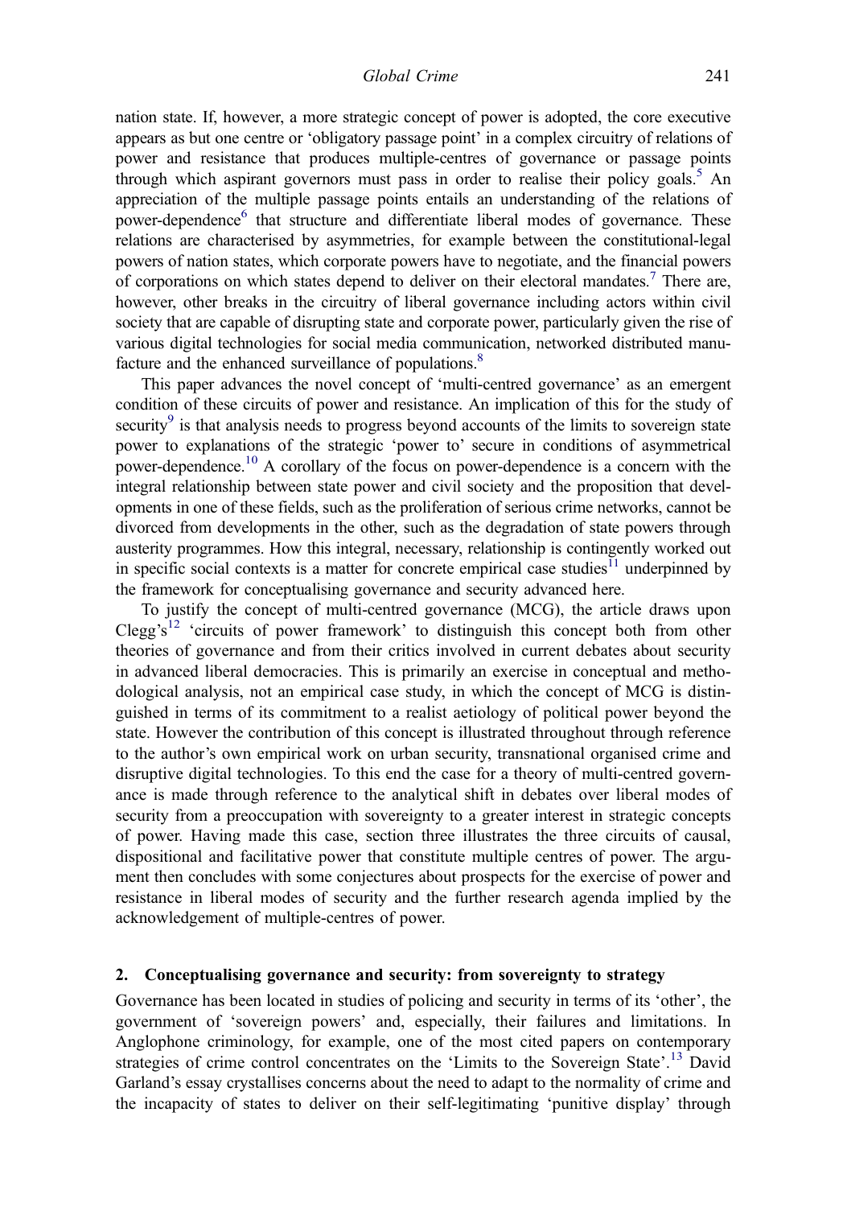nation state. If, however, a more strategic concept of power is adopted, the core executive appears as but one centre or 'obligatory passage point' in a complex circuitry of relations of power and resistance that produces multiple-centres of governance or passage points through which aspirant governors must pass in order to realise their policy goals.[5] An appreciation of the multiple passage points entails an understanding of the relations of power-dependence[6] that structure and differentiate liberal modes of governance. These relations are characterised by asymmetries, for example between the constitutional-legal powers of nation states, which corporate powers have to negotiate, and the financial powers of corporations on which states depend to deliver on their electoral mandates.[7] There are, however, other breaks in the circuitry of liberal governance including actors within civil society that are capable of disrupting state and corporate power, particularly given the rise of various digital technologies for social media communication, networked distributed manufacture and the enhanced surveillance of populations.[8]

This paper advances the novel concept of 'multi-centred governance' as an emergent condition of these circuits of power and resistance. An implication of this for the study of security[9] is that analysis needs to progress beyond accounts of the limits to sovereign state power to explanations of the strategic 'power to' secure in conditions of asymmetrical power-dependence.[10] A corollary of the focus on power-dependence is a concern with the integral relationship between state power and civil society and the proposition that developments in one of these fields, such as the proliferation of serious crime networks, cannot be divorced from developments in the other, such as the degradation of state powers through austerity programmes. How this integral, necessary, relationship is contingently worked out in specific social contexts is a matter for concrete empirical case studies[11] underpinned by the framework for conceptualising governance and security advanced here.

To justify the concept of multi-centred governance (MCG), the article draws upon Clegg's[12] 'circuits of power framework' to distinguish this concept both from other theories of governance and from their critics involved in current debates about security in advanced liberal democracies. This is primarily an exercise in conceptual and methodological analysis, not an empirical case study, in which the concept of MCG is distinguished in terms of its commitment to a realist aetiology of political power beyond the state. However the contribution of this concept is illustrated throughout through reference to the author's own empirical work on urban security, transnational organised crime and disruptive digital technologies. To this end the case for a theory of multi-centred governance is made through reference to the analytical shift in debates over liberal modes of security from a preoccupation with sovereignty to a greater interest in strategic concepts of power. Having made this case, section three illustrates the three circuits of causal, dispositional and facilitative power that constitute multiple centres of power. The argument then concludes with some conjectures about prospects for the exercise of power and resistance in liberal modes of security and the further research agenda implied by the acknowledgement of multiple-centres of power.

## 2. Conceptualising governance and security: from sovereignty to strategy

Governance has been located in studies of policing and security in terms of its 'other', the government of 'sovereign powers' and, especially, their failures and limitations. In Anglophone criminology, for example, one of the most cited papers on contemporary strategies of crime control concentrates on the 'Limits to the Sovereign State'.[13] David Garland's essay crystallises concerns about the need to adapt to the normality of crime and the incapacity of states to deliver on their self-legitimating 'punitive display' through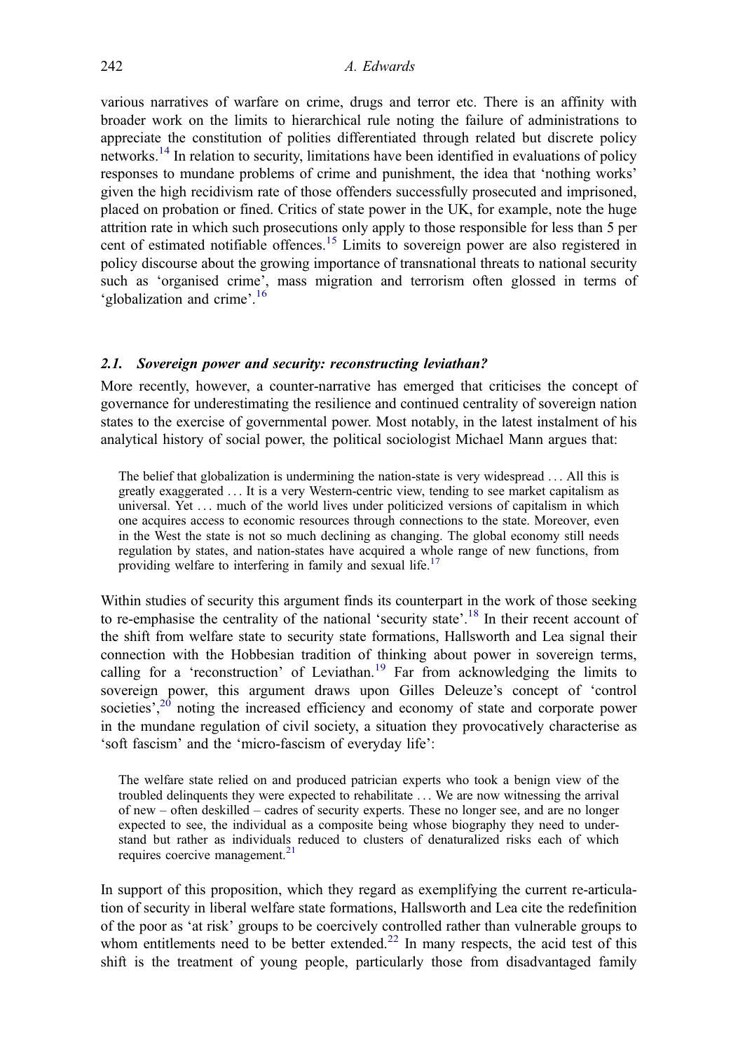various narratives of warfare on crime, drugs and terror etc. There is an affinity with broader work on the limits to hierarchical rule noting the failure of administrations to appreciate the constitution of polities differentiated through related but discrete policy networks.[14] In relation to security, limitations have been identified in evaluations of policy responses to mundane problems of crime and punishment, the idea that 'nothing works' given the high recidivism rate of those offenders successfully prosecuted and imprisoned, placed on probation or fined. Critics of state power in the UK, for example, note the huge attrition rate in which such prosecutions only apply to those responsible for less than 5 per cent of estimated notifiable offences.[15] Limits to sovereign power are also registered in policy discourse about the growing importance of transnational threats to national security such as 'organised crime', mass migration and terrorism often glossed in terms of 'globalization and crime'.[16]

### 2.1. *Sovereign power and security: reconstructing leviathan?*

More recently, however, a counter-narrative has emerged that criticises the concept of governance for underestimating the resilience and continued centrality of sovereign nation states to the exercise of governmental power. Most notably, in the latest instalment of his analytical history of social power, the political sociologist Michael Mann argues that:

> The belief that globalization is undermining the nation-state is very widespread ... All this is greatly exaggerated ... It is a very Western-centric view, tending to see market capitalism as universal. Yet ... much of the world lives under politicized versions of capitalism in which one acquires access to economic resources through connections to the state. Moreover, even in the West the state is not so much declining as changing. The global economy still needs regulation by states, and nation-states have acquired a whole range of new functions, from providing welfare to interfering in family and sexual life.[17]

Within studies of security this argument finds its counterpart in the work of those seeking to re-emphasise the centrality of the national 'security state'.[18] In their recent account of the shift from welfare state to security state formations, Hallsworth and Lea signal their connection with the Hobbesian tradition of thinking about power in sovereign terms, calling for a 'reconstruction' of Leviathan.[19] Far from acknowledging the limits to sovereign power, this argument draws upon Gilles Deleuze's concept of 'control societies',[20] noting the increased efficiency and economy of state and corporate power in the mundane regulation of civil society, a situation they provocatively characterise as 'soft fascism' and the 'micro-fascism of everyday life':

> The welfare state relied on and produced patrician experts who took a benign view of the troubled delinquents they were expected to rehabilitate ... We are now witnessing the arrival of new – often deskilled – cadres of security experts. These no longer see, and are no longer expected to see, the individual as a composite being whose biography they need to understand but rather as individuals reduced to clusters of denaturalized risks each of which requires coercive management.[21]

In support of this proposition, which they regard as exemplifying the current re-articulation of security in liberal welfare state formations, Hallsworth and Lea cite the redefinition of the poor as 'at risk' groups to be coercively controlled rather than vulnerable groups to whom entitlements need to be better extended.[22] In many respects, the acid test of this shift is the treatment of young people, particularly those from disadvantaged family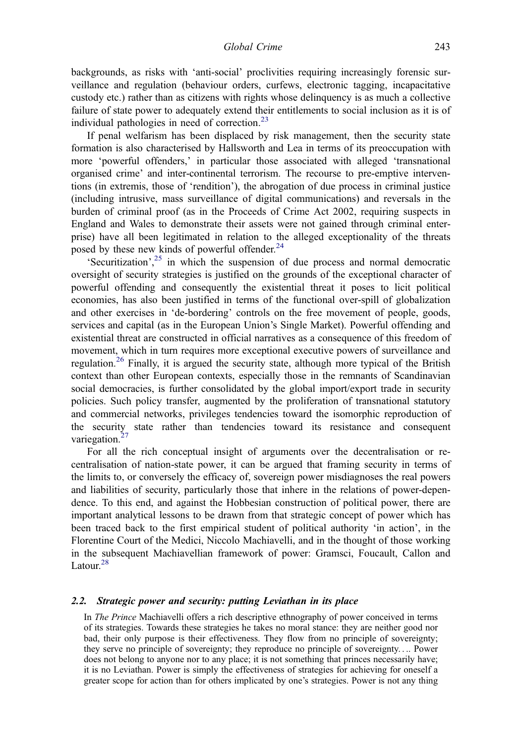backgrounds, as risks with 'anti-social' proclivities requiring increasingly forensic surveillance and regulation (behaviour orders, curfews, electronic tagging, incapacitative custody etc.) rather than as citizens with rights whose delinquency is as much a collective failure of state power to adequately extend their entitlements to social inclusion as it is of individual pathologies in need of correction.[23]

If penal welfarism has been displaced by risk management, then the security state formation is also characterised by Hallsworth and Lea in terms of its preoccupation with more 'powerful offenders,' in particular those associated with alleged 'transnational organised crime' and inter-continental terrorism. The recourse to pre-emptive interventions (in extremis, those of 'rendition'), the abrogation of due process in criminal justice (including intrusive, mass surveillance of digital communications) and reversals in the burden of criminal proof (as in the Proceeds of Crime Act 2002, requiring suspects in England and Wales to demonstrate their assets were not gained through criminal enterprise) have all been legitimated in relation to the alleged exceptionality of the threats posed by these new kinds of powerful offender.[24]

'Securitization',[25] in which the suspension of due process and normal democratic oversight of security strategies is justified on the grounds of the exceptional character of powerful offending and consequently the existential threat it poses to licit political economies, has also been justified in terms of the functional over-spill of globalization and other exercises in 'de-bordering' controls on the free movement of people, goods, services and capital (as in the European Union's Single Market). Powerful offending and existential threat are constructed in official narratives as a consequence of this freedom of movement, which in turn requires more exceptional executive powers of surveillance and regulation.[26] Finally, it is argued the security state, although more typical of the British context than other European contexts, especially those in the remnants of Scandinavian social democracies, is further consolidated by the global import/export trade in security policies. Such policy transfer, augmented by the proliferation of transnational statutory and commercial networks, privileges tendencies toward the isomorphic reproduction of the security state rather than tendencies toward its resistance and consequent variegation.[27]

For all the rich conceptual insight of arguments over the decentralisation or re-centralisation of nation-state power, it can be argued that framing security in terms of the limits to, or conversely the efficacy of, sovereign power misdiagnoses the real powers and liabilities of security, particularly those that inhere in the relations of power-dependence. To this end, and against the Hobbesian construction of political power, there are important analytical lessons to be drawn from that strategic concept of power which has been traced back to the first empirical student of political authority 'in action', in the Florentine Court of the Medici, Niccolo Machiavelli, and in the thought of those working in the subsequent Machiavellian framework of power: Gramsci, Foucault, Callon and Latour.[28]

### 2.2. *Strategic power and security: putting Leviathan in its place*

> In *The Prince* Machiavelli offers a rich descriptive ethnography of power conceived in terms of its strategies. Towards these strategies he takes no moral stance: they are neither good nor bad, their only purpose is their effectiveness. They flow from no principle of sovereignty; they serve no principle of sovereignty; they reproduce no principle of sovereignty.... Power does not belong to anyone nor to any place; it is not something that princes necessarily have; it is no Leviathan. Power is simply the effectiveness of strategies for achieving for oneself a greater scope for action than for others implicated by one's strategies. Power is not any thing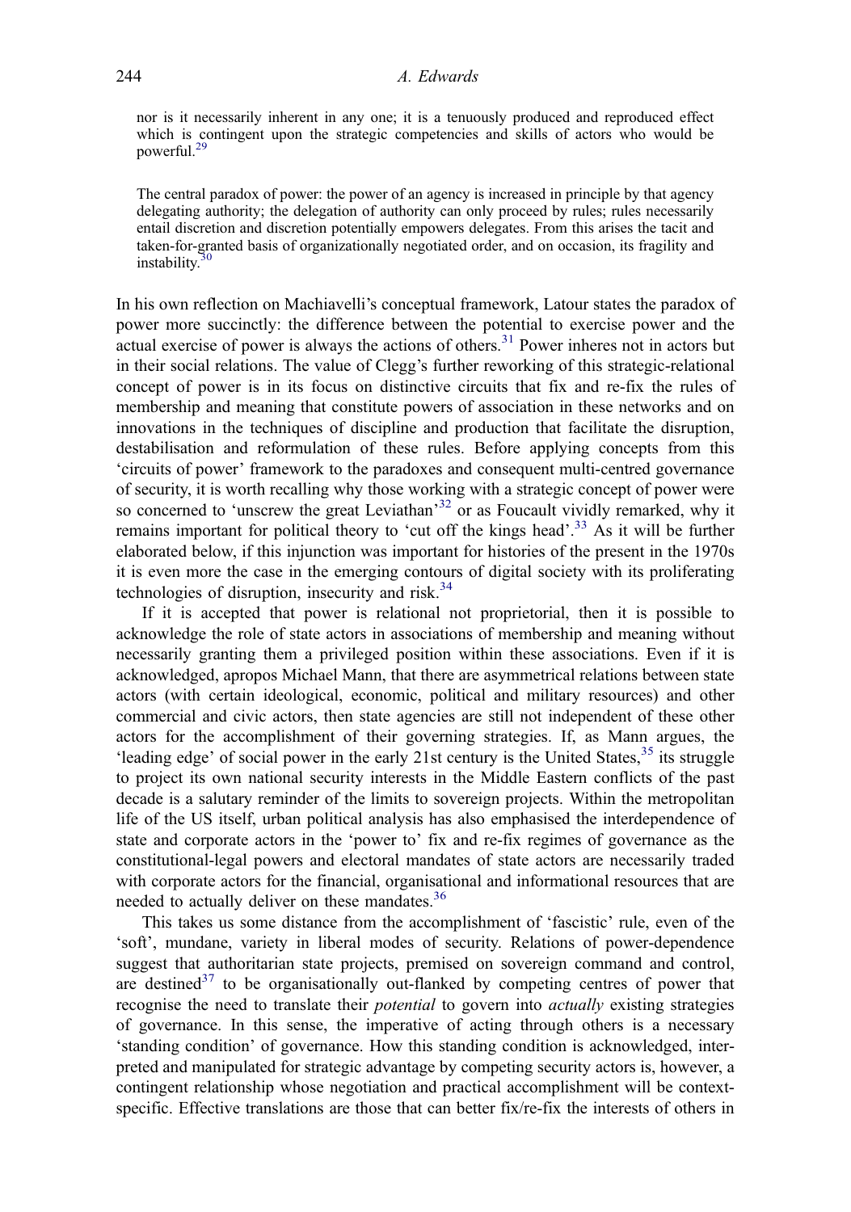> nor is it necessarily inherent in any one; it is a tenuously produced and reproduced effect which is contingent upon the strategic competencies and skills of actors who would be powerful.[29]

> The central paradox of power: the power of an agency is increased in principle by that agency delegating authority; the delegation of authority can only proceed by rules; rules necessarily entail discretion and discretion potentially empowers delegates. From this arises the tacit and taken-for-granted basis of organizationally negotiated order, and on occasion, its fragility and instability.[30]

In his own reflection on Machiavelli's conceptual framework, Latour states the paradox of power more succinctly: the difference between the potential to exercise power and the actual exercise of power is always the actions of others.[31] Power inheres not in actors but in their social relations. The value of Clegg's further reworking of this strategic-relational concept of power is in its focus on distinctive circuits that fix and re-fix the rules of membership and meaning that constitute powers of association in these networks and on innovations in the techniques of discipline and production that facilitate the disruption, destabilisation and reformulation of these rules. Before applying concepts from this 'circuits of power' framework to the paradoxes and consequent multi-centred governance of security, it is worth recalling why those working with a strategic concept of power were so concerned to 'unscrew the great Leviathan'[32] or as Foucault vividly remarked, why it remains important for political theory to 'cut off the kings head'.[33] As it will be further elaborated below, if this injunction was important for histories of the present in the 1970s it is even more the case in the emerging contours of digital society with its proliferating technologies of disruption, insecurity and risk.[34]

If it is accepted that power is relational not proprietorial, then it is possible to acknowledge the role of state actors in associations of membership and meaning without necessarily granting them a privileged position within these associations. Even if it is acknowledged, apropos Michael Mann, that there are asymmetrical relations between state actors (with certain ideological, economic, political and military resources) and other commercial and civic actors, then state agencies are still not independent of these other actors for the accomplishment of their governing strategies. If, as Mann argues, the 'leading edge' of social power in the early 21st century is the United States,[35] its struggle to project its own national security interests in the Middle Eastern conflicts of the past decade is a salutary reminder of the limits to sovereign projects. Within the metropolitan life of the US itself, urban political analysis has also emphasised the interdependence of state and corporate actors in the 'power to' fix and re-fix regimes of governance as the constitutional-legal powers and electoral mandates of state actors are necessarily traded with corporate actors for the financial, organisational and informational resources that are needed to actually deliver on these mandates.[36]

This takes us some distance from the accomplishment of 'fascistic' rule, even of the 'soft', mundane, variety in liberal modes of security. Relations of power-dependence suggest that authoritarian state projects, premised on sovereign command and control, are destined[37] to be organisationally out-flanked by competing centres of power that recognise the need to translate their *potential* to govern into *actually* existing strategies of governance. In this sense, the imperative of acting through others is a necessary 'standing condition' of governance. How this standing condition is acknowledged, interpreted and manipulated for strategic advantage by competing security actors is, however, a contingent relationship whose negotiation and practical accomplishment will be context-specific. Effective translations are those that can better fix/re-fix the interests of others in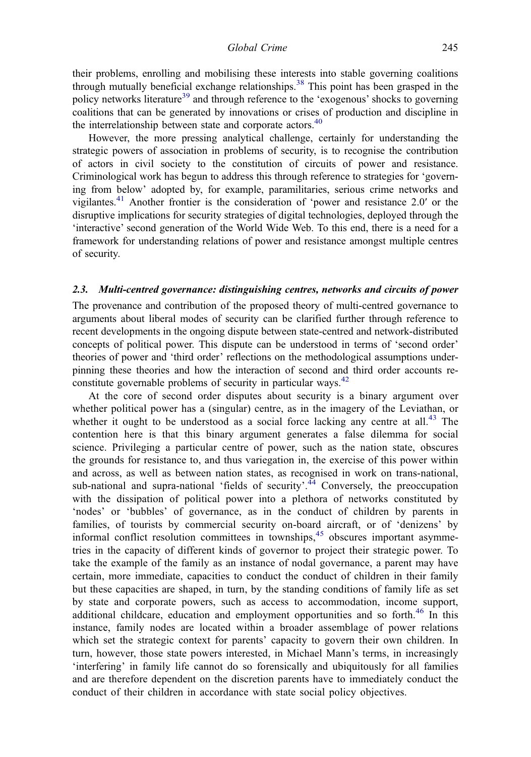their problems, enrolling and mobilising these interests into stable governing coalitions through mutually beneficial exchange relationships.[38] This point has been grasped in the policy networks literature[39] and through reference to the 'exogenous' shocks to governing coalitions that can be generated by innovations or crises of production and discipline in the interrelationship between state and corporate actors.[40]

However, the more pressing analytical challenge, certainly for understanding the strategic powers of association in problems of security, is to recognise the contribution of actors in civil society to the constitution of circuits of power and resistance. Criminological work has begun to address this through reference to strategies for 'governing from below' adopted by, for example, paramilitaries, serious crime networks and vigilantes.[41] Another frontier is the consideration of 'power and resistance 2.0′ or the disruptive implications for security strategies of digital technologies, deployed through the 'interactive' second generation of the World Wide Web. To this end, there is a need for a framework for understanding relations of power and resistance amongst multiple centres of security.

### 2.3. *Multi-centred governance: distinguishing centres, networks and circuits of power*

The provenance and contribution of the proposed theory of multi-centred governance to arguments about liberal modes of security can be clarified further through reference to recent developments in the ongoing dispute between state-centred and network-distributed concepts of political power. This dispute can be understood in terms of 'second order' theories of power and 'third order' reflections on the methodological assumptions underpinning these theories and how the interaction of second and third order accounts re-constitute governable problems of security in particular ways.[42]

At the core of second order disputes about security is a binary argument over whether political power has a (singular) centre, as in the imagery of the Leviathan, or whether it ought to be understood as a social force lacking any centre at all.[43] The contention here is that this binary argument generates a false dilemma for social science. Privileging a particular centre of power, such as the nation state, obscures the grounds for resistance to, and thus variegation in, the exercise of this power within and across, as well as between nation states, as recognised in work on trans-national, sub-national and supra-national 'fields of security'.[44] Conversely, the preoccupation with the dissipation of political power into a plethora of networks constituted by 'nodes' or 'bubbles' of governance, as in the conduct of children by parents in families, of tourists by commercial security on-board aircraft, or of 'denizens' by informal conflict resolution committees in townships,[45] obscures important asymmetries in the capacity of different kinds of governor to project their strategic power. To take the example of the family as an instance of nodal governance, a parent may have certain, more immediate, capacities to conduct the conduct of children in their family but these capacities are shaped, in turn, by the standing conditions of family life as set by state and corporate powers, such as access to accommodation, income support, additional childcare, education and employment opportunities and so forth.[46] In this instance, family nodes are located within a broader assemblage of power relations which set the strategic context for parents' capacity to govern their own children. In turn, however, those state powers interested, in Michael Mann's terms, in increasingly 'interfering' in family life cannot do so forensically and ubiquitously for all families and are therefore dependent on the discretion parents have to immediately conduct the conduct of their children in accordance with state social policy objectives.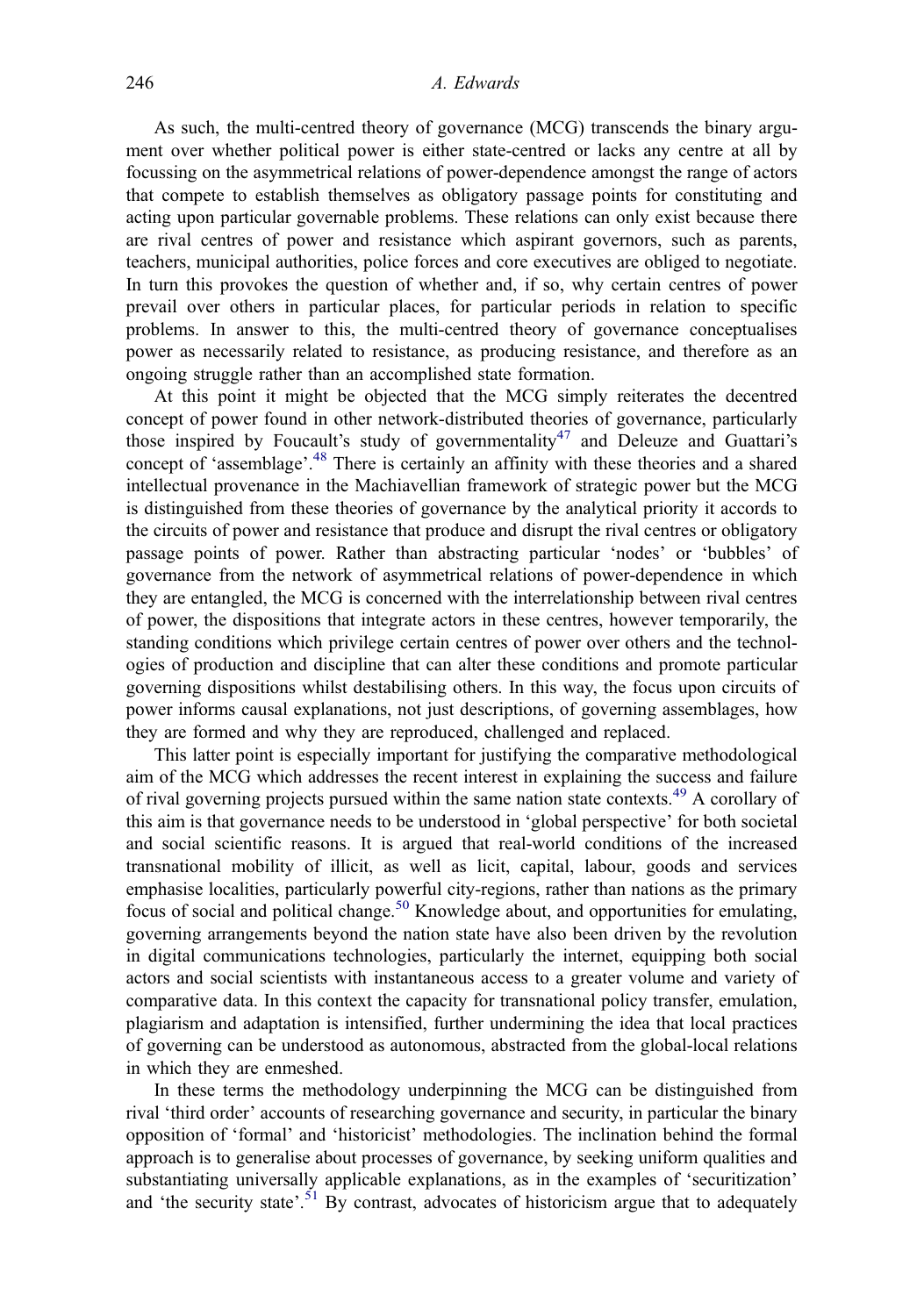As such, the multi-centred theory of governance (MCG) transcends the binary argument over whether political power is either state-centred or lacks any centre at all by focussing on the asymmetrical relations of power-dependence amongst the range of actors that compete to establish themselves as obligatory passage points for constituting and acting upon particular governable problems. These relations can only exist because there are rival centres of power and resistance which aspirant governors, such as parents, teachers, municipal authorities, police forces and core executives are obliged to negotiate. In turn this provokes the question of whether and, if so, why certain centres of power prevail over others in particular places, for particular periods in relation to specific problems. In answer to this, the multi-centred theory of governance conceptualises power as necessarily related to resistance, as producing resistance, and therefore as an ongoing struggle rather than an accomplished state formation.

At this point it might be objected that the MCG simply reiterates the decentred concept of power found in other network-distributed theories of governance, particularly those inspired by Foucault's study of governmentality[47] and Deleuze and Guattari's concept of 'assemblage'.[48] There is certainly an affinity with these theories and a shared intellectual provenance in the Machiavellian framework of strategic power but the MCG is distinguished from these theories of governance by the analytical priority it accords to the circuits of power and resistance that produce and disrupt the rival centres or obligatory passage points of power. Rather than abstracting particular 'nodes' or 'bubbles' of governance from the network of asymmetrical relations of power-dependence in which they are entangled, the MCG is concerned with the interrelationship between rival centres of power, the dispositions that integrate actors in these centres, however temporarily, the standing conditions which privilege certain centres of power over others and the technologies of production and discipline that can alter these conditions and promote particular governing dispositions whilst destabilising others. In this way, the focus upon circuits of power informs causal explanations, not just descriptions, of governing assemblages, how they are formed and why they are reproduced, challenged and replaced.

This latter point is especially important for justifying the comparative methodological aim of the MCG which addresses the recent interest in explaining the success and failure of rival governing projects pursued within the same nation state contexts.[49] A corollary of this aim is that governance needs to be understood in 'global perspective' for both societal and social scientific reasons. It is argued that real-world conditions of the increased transnational mobility of illicit, as well as licit, capital, labour, goods and services emphasise localities, particularly powerful city-regions, rather than nations as the primary focus of social and political change.[50] Knowledge about, and opportunities for emulating, governing arrangements beyond the nation state have also been driven by the revolution in digital communications technologies, particularly the internet, equipping both social actors and social scientists with instantaneous access to a greater volume and variety of comparative data. In this context the capacity for transnational policy transfer, emulation, plagiarism and adaptation is intensified, further undermining the idea that local practices of governing can be understood as autonomous, abstracted from the global-local relations in which they are enmeshed.

In these terms the methodology underpinning the MCG can be distinguished from rival 'third order' accounts of researching governance and security, in particular the binary opposition of 'formal' and 'historicist' methodologies. The inclination behind the formal approach is to generalise about processes of governance, by seeking uniform qualities and substantiating universally applicable explanations, as in the examples of 'securitization' and 'the security state'.[51] By contrast, advocates of historicism argue that to adequately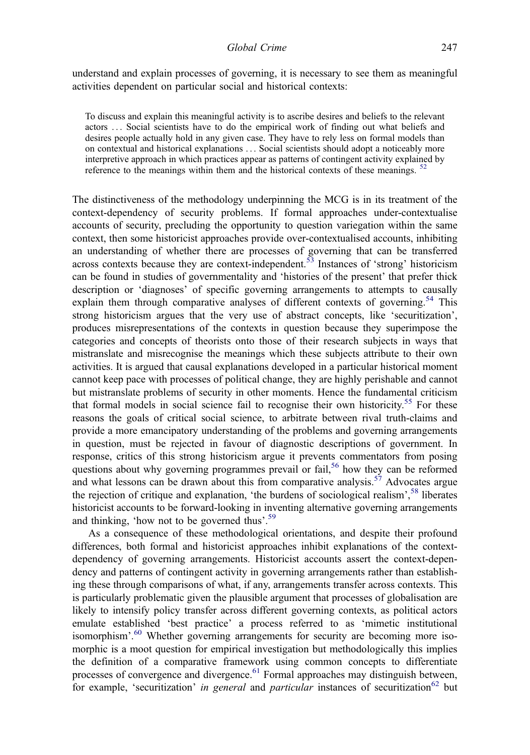understand and explain processes of governing, it is necessary to see them as meaningful activities dependent on particular social and historical contexts:

> To discuss and explain this meaningful activity is to ascribe desires and beliefs to the relevant actors … Social scientists have to do the empirical work of finding out what beliefs and desires people actually hold in any given case. They have to rely less on formal models than on contextual and historical explanations … Social scientists should adopt a noticeably more interpretive approach in which practices appear as patterns of contingent activity explained by reference to the meanings within them and the historical contexts of these meanings. [52]

The distinctiveness of the methodology underpinning the MCG is in its treatment of the context-dependency of security problems. If formal approaches under-contextualise accounts of security, precluding the opportunity to question variegation within the same context, then some historicist approaches provide over-contextualised accounts, inhibiting an understanding of whether there are processes of governing that can be transferred across contexts because they are context-independent.[53] Instances of 'strong' historicism can be found in studies of governmentality and 'histories of the present' that prefer thick description or 'diagnoses' of specific governing arrangements to attempts to causally explain them through comparative analyses of different contexts of governing.[54] This strong historicism argues that the very use of abstract concepts, like 'securitization', produces misrepresentations of the contexts in question because they superimpose the categories and concepts of theorists onto those of their research subjects in ways that mistranslate and misrecognise the meanings which these subjects attribute to their own activities. It is argued that causal explanations developed in a particular historical moment cannot keep pace with processes of political change, they are highly perishable and cannot but mistranslate problems of security in other moments. Hence the fundamental criticism that formal models in social science fail to recognise their own historicity.[55] For these reasons the goals of critical social science, to arbitrate between rival truth-claims and provide a more emancipatory understanding of the problems and governing arrangements in question, must be rejected in favour of diagnostic descriptions of government. In response, critics of this strong historicism argue it prevents commentators from posing questions about why governing programmes prevail or fail,[56] how they can be reformed and what lessons can be drawn about this from comparative analysis.[57] Advocates argue the rejection of critique and explanation, 'the burdens of sociological realism',[58] liberates historicist accounts to be forward-looking in inventing alternative governing arrangements and thinking, 'how not to be governed thus'.[59]

As a consequence of these methodological orientations, and despite their profound differences, both formal and historicist approaches inhibit explanations of the context-dependency of governing arrangements. Historicist accounts assert the context-dependency and patterns of contingent activity in governing arrangements rather than establishing these through comparisons of what, if any, arrangements transfer across contexts. This is particularly problematic given the plausible argument that processes of globalisation are likely to intensify policy transfer across different governing contexts, as political actors emulate established 'best practice' a process referred to as 'mimetic institutional isomorphism'.[60] Whether governing arrangements for security are becoming more isomorphic is a moot question for empirical investigation but methodologically this implies the definition of a comparative framework using common concepts to differentiate processes of convergence and divergence.[61] Formal approaches may distinguish between, for example, 'securitization' *in general* and *particular* instances of securitization[62] but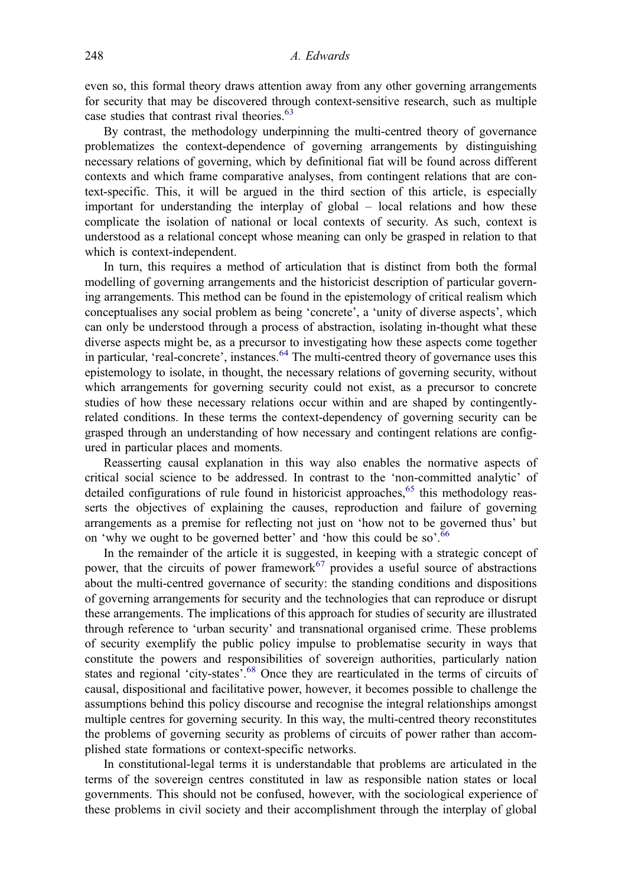even so, this formal theory draws attention away from any other governing arrangements for security that may be discovered through context-sensitive research, such as multiple case studies that contrast rival theories.[63]

By contrast, the methodology underpinning the multi-centred theory of governance problematizes the context-dependence of governing arrangements by distinguishing necessary relations of governing, which by definitional fiat will be found across different contexts and which frame comparative analyses, from contingent relations that are context-specific. This, it will be argued in the third section of this article, is especially important for understanding the interplay of global – local relations and how these complicate the isolation of national or local contexts of security. As such, context is understood as a relational concept whose meaning can only be grasped in relation to that which is context-independent.

In turn, this requires a method of articulation that is distinct from both the formal modelling of governing arrangements and the historicist description of particular governing arrangements. This method can be found in the epistemology of critical realism which conceptualises any social problem as being 'concrete', a 'unity of diverse aspects', which can only be understood through a process of abstraction, isolating in-thought what these diverse aspects might be, as a precursor to investigating how these aspects come together in particular, 'real-concrete', instances.[64] The multi-centred theory of governance uses this epistemology to isolate, in thought, the necessary relations of governing security, without which arrangements for governing security could not exist, as a precursor to concrete studies of how these necessary relations occur within and are shaped by contingently-related conditions. In these terms the context-dependency of governing security can be grasped through an understanding of how necessary and contingent relations are configured in particular places and moments.

Reasserting causal explanation in this way also enables the normative aspects of critical social science to be addressed. In contrast to the 'non-committed analytic' of detailed configurations of rule found in historicist approaches,[65] this methodology reasserts the objectives of explaining the causes, reproduction and failure of governing arrangements as a premise for reflecting not just on 'how not to be governed thus' but on 'why we ought to be governed better' and 'how this could be so'.[66]

In the remainder of the article it is suggested, in keeping with a strategic concept of power, that the circuits of power framework[67] provides a useful source of abstractions about the multi-centred governance of security: the standing conditions and dispositions of governing arrangements for security and the technologies that can reproduce or disrupt these arrangements. The implications of this approach for studies of security are illustrated through reference to 'urban security' and transnational organised crime. These problems of security exemplify the public policy impulse to problematise security in ways that constitute the powers and responsibilities of sovereign authorities, particularly nation states and regional 'city-states'.[68] Once they are rearticulated in the terms of circuits of causal, dispositional and facilitative power, however, it becomes possible to challenge the assumptions behind this policy discourse and recognise the integral relationships amongst multiple centres for governing security. In this way, the multi-centred theory reconstitutes the problems of governing security as problems of circuits of power rather than accomplished state formations or context-specific networks.

In constitutional-legal terms it is understandable that problems are articulated in the terms of the sovereign centres constituted in law as responsible nation states or local governments. This should not be confused, however, with the sociological experience of these problems in civil society and their accomplishment through the interplay of global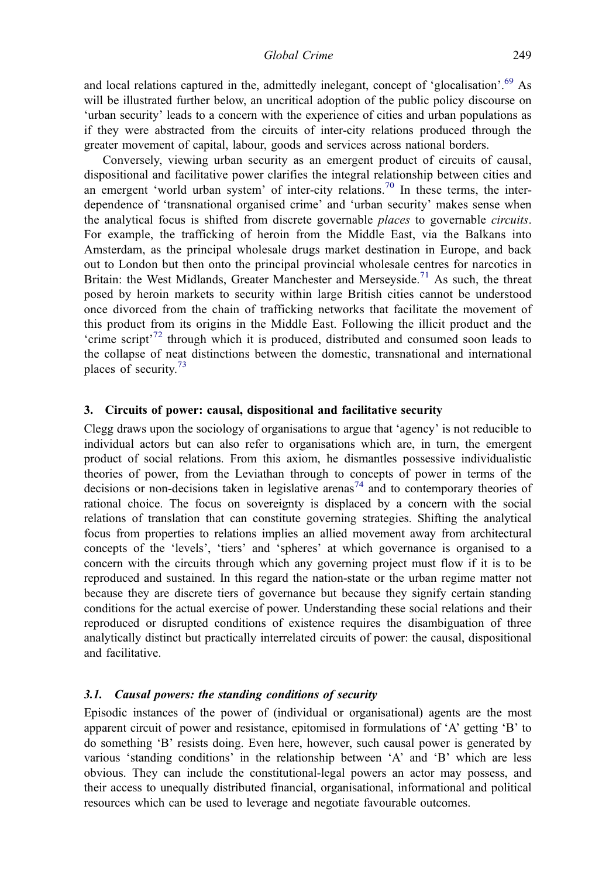and local relations captured in the, admittedly inelegant, concept of 'glocalisation'.[69] As will be illustrated further below, an uncritical adoption of the public policy discourse on 'urban security' leads to a concern with the experience of cities and urban populations as if they were abstracted from the circuits of inter-city relations produced through the greater movement of capital, labour, goods and services across national borders.

Conversely, viewing urban security as an emergent product of circuits of causal, dispositional and facilitative power clarifies the integral relationship between cities and an emergent 'world urban system' of inter-city relations.[70] In these terms, the interdependence of 'transnational organised crime' and 'urban security' makes sense when the analytical focus is shifted from discrete governable *places* to governable *circuits*. For example, the trafficking of heroin from the Middle East, via the Balkans into Amsterdam, as the principal wholesale drugs market destination in Europe, and back out to London but then onto the principal provincial wholesale centres for narcotics in Britain: the West Midlands, Greater Manchester and Merseyside.[71] As such, the threat posed by heroin markets to security within large British cities cannot be understood once divorced from the chain of trafficking networks that facilitate the movement of this product from its origins in the Middle East. Following the illicit product and the 'crime script'[72] through which it is produced, distributed and consumed soon leads to the collapse of neat distinctions between the domestic, transnational and international places of security.[73]

## 3. Circuits of power: causal, dispositional and facilitative security

Clegg draws upon the sociology of organisations to argue that 'agency' is not reducible to individual actors but can also refer to organisations which are, in turn, the emergent product of social relations. From this axiom, he dismantles possessive individualistic theories of power, from the Leviathan through to concepts of power in terms of the decisions or non-decisions taken in legislative arenas[74] and to contemporary theories of rational choice. The focus on sovereignty is displaced by a concern with the social relations of translation that can constitute governing strategies. Shifting the analytical focus from properties to relations implies an allied movement away from architectural concepts of the 'levels', 'tiers' and 'spheres' at which governance is organised to a concern with the circuits through which any governing project must flow if it is to be reproduced and sustained. In this regard the nation-state or the urban regime matter not because they are discrete tiers of governance but because they signify certain standing conditions for the actual exercise of power. Understanding these social relations and their reproduced or disrupted conditions of existence requires the disambiguation of three analytically distinct but practically interrelated circuits of power: the causal, dispositional and facilitative.

### *3.1. Causal powers: the standing conditions of security*

Episodic instances of the power of (individual or organisational) agents are the most apparent circuit of power and resistance, epitomised in formulations of 'A' getting 'B' to do something 'B' resists doing. Even here, however, such causal power is generated by various 'standing conditions' in the relationship between 'A' and 'B' which are less obvious. They can include the constitutional-legal powers an actor may possess, and their access to unequally distributed financial, organisational, informational and political resources which can be used to leverage and negotiate favourable outcomes.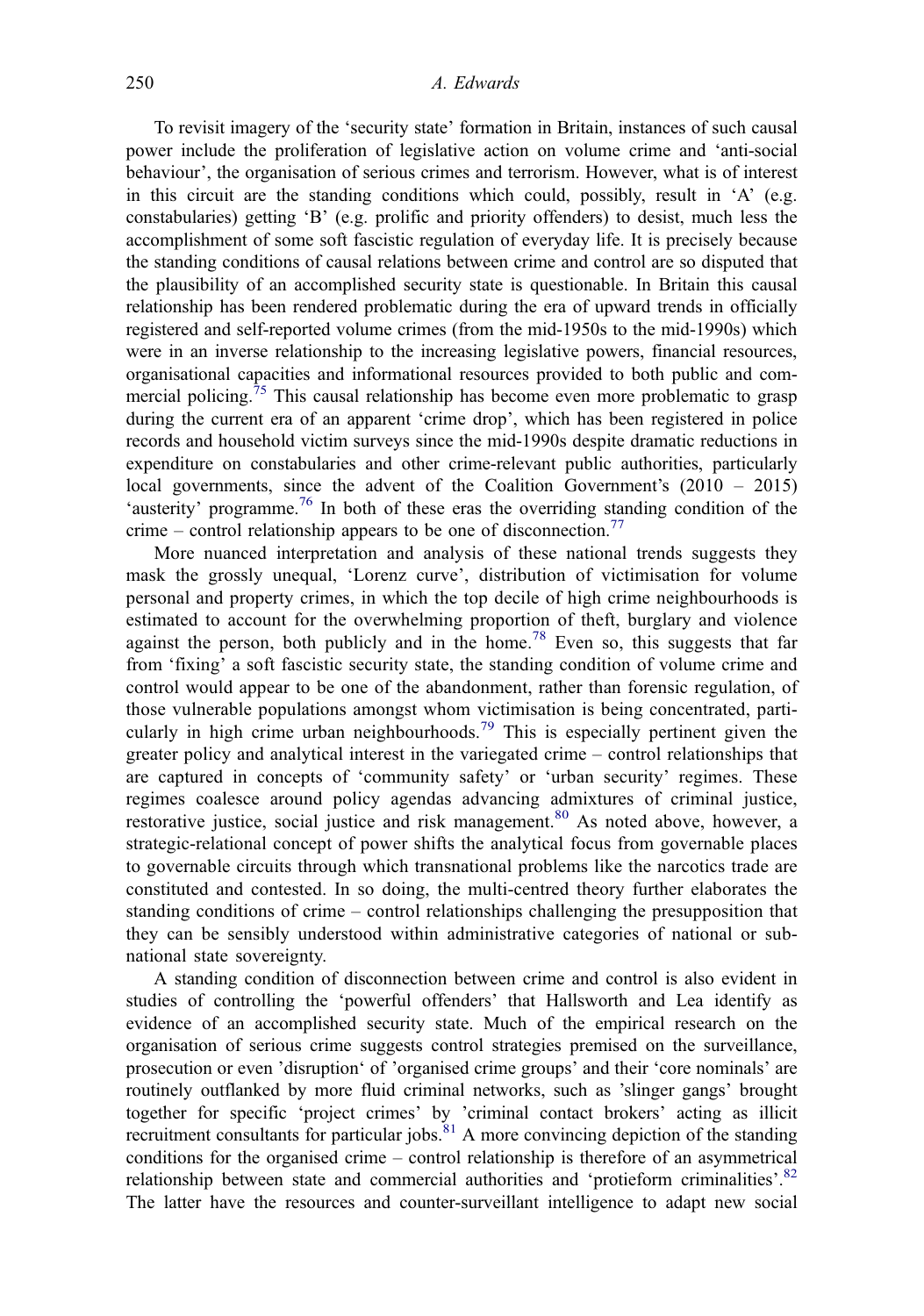To revisit imagery of the 'security state' formation in Britain, instances of such causal power include the proliferation of legislative action on volume crime and 'anti-social behaviour', the organisation of serious crimes and terrorism. However, what is of interest in this circuit are the standing conditions which could, possibly, result in 'A' (e.g. constabularies) getting 'B' (e.g. prolific and priority offenders) to desist, much less the accomplishment of some soft fascistic regulation of everyday life. It is precisely because the standing conditions of causal relations between crime and control are so disputed that the plausibility of an accomplished security state is questionable. In Britain this causal relationship has been rendered problematic during the era of upward trends in officially registered and self-reported volume crimes (from the mid-1950s to the mid-1990s) which were in an inverse relationship to the increasing legislative powers, financial resources, organisational capacities and informational resources provided to both public and commercial policing.[75] This causal relationship has become even more problematic to grasp during the current era of an apparent 'crime drop', which has been registered in police records and household victim surveys since the mid-1990s despite dramatic reductions in expenditure on constabularies and other crime-relevant public authorities, particularly local governments, since the advent of the Coalition Government's (2010 – 2015) 'austerity' programme.[76] In both of these eras the overriding standing condition of the crime – control relationship appears to be one of disconnection.[77]

More nuanced interpretation and analysis of these national trends suggests they mask the grossly unequal, 'Lorenz curve', distribution of victimisation for volume personal and property crimes, in which the top decile of high crime neighbourhoods is estimated to account for the overwhelming proportion of theft, burglary and violence against the person, both publicly and in the home.[78] Even so, this suggests that far from 'fixing' a soft fascistic security state, the standing condition of volume crime and control would appear to be one of the abandonment, rather than forensic regulation, of those vulnerable populations amongst whom victimisation is being concentrated, particularly in high crime urban neighbourhoods.[79] This is especially pertinent given the greater policy and analytical interest in the variegated crime – control relationships that are captured in concepts of 'community safety' or 'urban security' regimes. These regimes coalesce around policy agendas advancing admixtures of criminal justice, restorative justice, social justice and risk management.[80] As noted above, however, a strategic-relational concept of power shifts the analytical focus from governable places to governable circuits through which transnational problems like the narcotics trade are constituted and contested. In so doing, the multi-centred theory further elaborates the standing conditions of crime – control relationships challenging the presupposition that they can be sensibly understood within administrative categories of national or sub-national state sovereignty.

A standing condition of disconnection between crime and control is also evident in studies of controlling the 'powerful offenders' that Hallsworth and Lea identify as evidence of an accomplished security state. Much of the empirical research on the organisation of serious crime suggests control strategies premised on the surveillance, prosecution or even 'disruption' of 'organised crime groups' and their 'core nominals' are routinely outflanked by more fluid criminal networks, such as 'slinger gangs' brought together for specific 'project crimes' by 'criminal contact brokers' acting as illicit recruitment consultants for particular jobs.[81] A more convincing depiction of the standing conditions for the organised crime – control relationship is therefore of an asymmetrical relationship between state and commercial authorities and 'protieform criminalities'.[82] The latter have the resources and counter-surveillant intelligence to adapt new social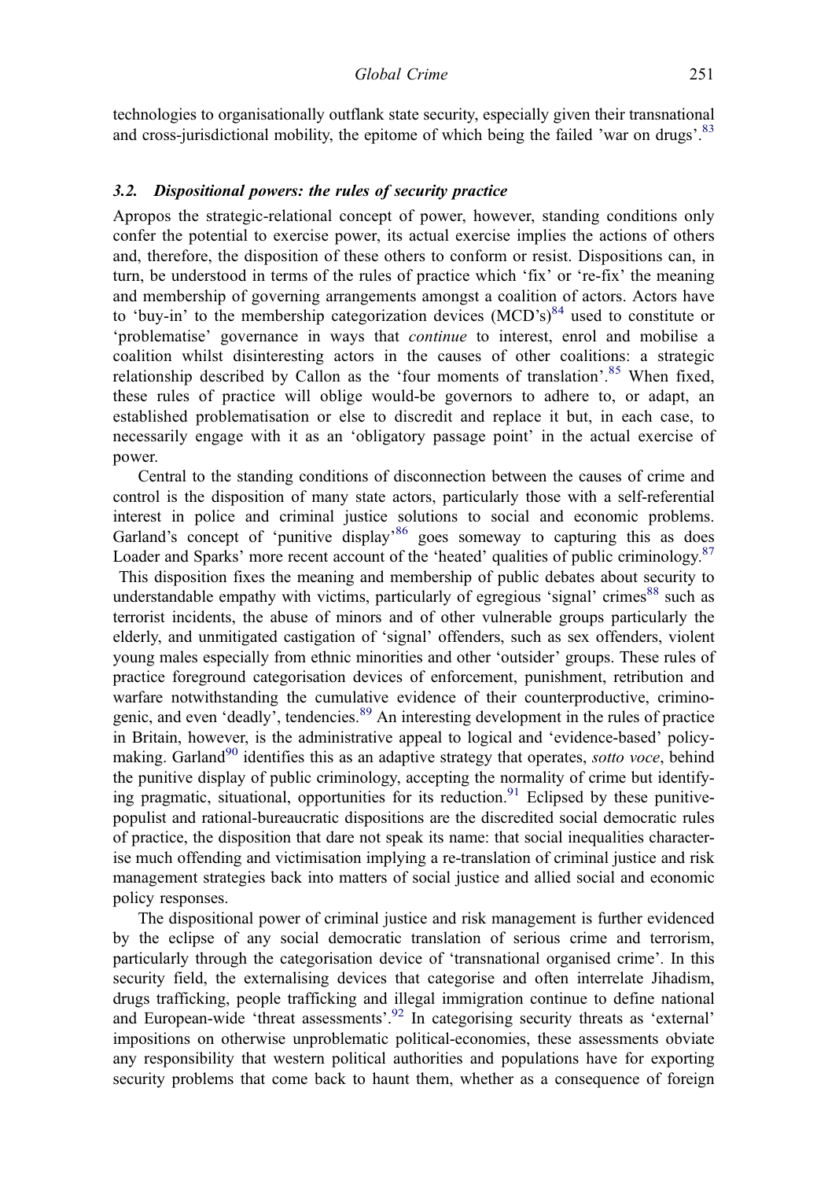technologies to organisationally outflank state security, especially given their transnational and cross-jurisdictional mobility, the epitome of which being the failed 'war on drugs'.[83]

### 3.2. *Dispositional powers: the rules of security practice*

Apropos the strategic-relational concept of power, however, standing conditions only confer the potential to exercise power, its actual exercise implies the actions of others and, therefore, the disposition of these others to conform or resist. Dispositions can, in turn, be understood in terms of the rules of practice which 'fix' or 're-fix' the meaning and membership of governing arrangements amongst a coalition of actors. Actors have to 'buy-in' to the membership categorization devices (MCD's)[84] used to constitute or 'problematise' governance in ways that *continue* to interest, enrol and mobilise a coalition whilst disinteresting actors in the causes of other coalitions: a strategic relationship described by Callon as the 'four moments of translation'.[85] When fixed, these rules of practice will oblige would-be governors to adhere to, or adapt, an established problematisation or else to discredit and replace it but, in each case, to necessarily engage with it as an 'obligatory passage point' in the actual exercise of power.

Central to the standing conditions of disconnection between the causes of crime and control is the disposition of many state actors, particularly those with a self-referential interest in police and criminal justice solutions to social and economic problems. Garland's concept of 'punitive display'[86] goes someway to capturing this as does Loader and Sparks' more recent account of the 'heated' qualities of public criminology.[87] This disposition fixes the meaning and membership of public debates about security to understandable empathy with victims, particularly of egregious 'signal' crimes[88] such as terrorist incidents, the abuse of minors and of other vulnerable groups particularly the elderly, and unmitigated castigation of 'signal' offenders, such as sex offenders, violent young males especially from ethnic minorities and other 'outsider' groups. These rules of practice foreground categorisation devices of enforcement, punishment, retribution and warfare notwithstanding the cumulative evidence of their counterproductive, criminogenic, and even 'deadly', tendencies.[89] An interesting development in the rules of practice in Britain, however, is the administrative appeal to logical and 'evidence-based' policy-making. Garland[90] identifies this as an adaptive strategy that operates, *sotto voce*, behind the punitive display of public criminology, accepting the normality of crime but identifying pragmatic, situational, opportunities for its reduction.[91] Eclipsed by these punitive-populist and rational-bureaucratic dispositions are the discredited social democratic rules of practice, the disposition that dare not speak its name: that social inequalities characterise much offending and victimisation implying a re-translation of criminal justice and risk management strategies back into matters of social justice and allied social and economic policy responses.

The dispositional power of criminal justice and risk management is further evidenced by the eclipse of any social democratic translation of serious crime and terrorism, particularly through the categorisation device of 'transnational organised crime'. In this security field, the externalising devices that categorise and often interrelate Jihadism, drugs trafficking, people trafficking and illegal immigration continue to define national and European-wide 'threat assessments'.[92] In categorising security threats as 'external' impositions on otherwise unproblematic political-economies, these assessments obviate any responsibility that western political authorities and populations have for exporting security problems that come back to haunt them, whether as a consequence of foreign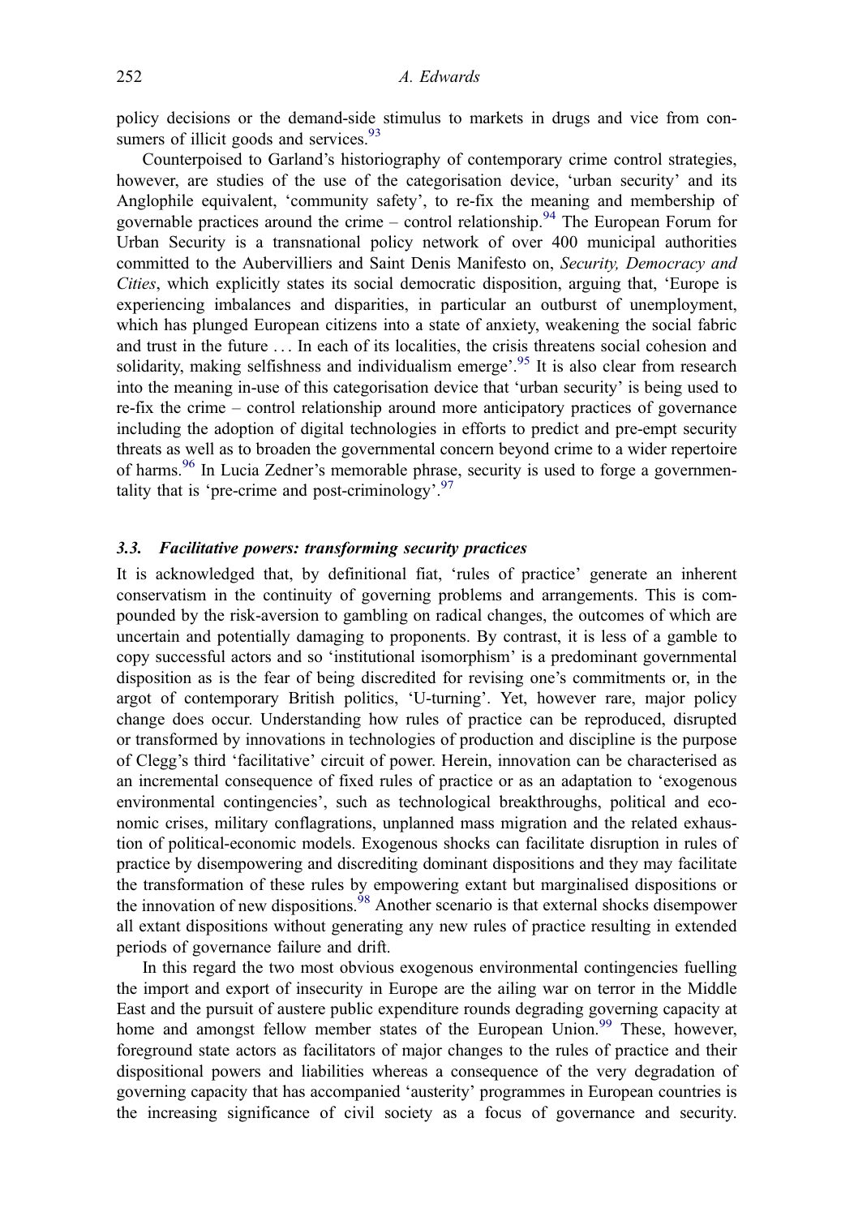policy decisions or the demand-side stimulus to markets in drugs and vice from consumers of illicit goods and services.[93]

Counterpoised to Garland's historiography of contemporary crime control strategies, however, are studies of the use of the categorisation device, 'urban security' and its Anglophile equivalent, 'community safety', to re-fix the meaning and membership of governable practices around the crime – control relationship.[94] The European Forum for Urban Security is a transnational policy network of over 400 municipal authorities committed to the Aubervilliers and Saint Denis Manifesto on, *Security, Democracy and Cities*, which explicitly states its social democratic disposition, arguing that, 'Europe is experiencing imbalances and disparities, in particular an outburst of unemployment, which has plunged European citizens into a state of anxiety, weakening the social fabric and trust in the future … In each of its localities, the crisis threatens social cohesion and solidarity, making selfishness and individualism emerge'.[95] It is also clear from research into the meaning in-use of this categorisation device that 'urban security' is being used to re-fix the crime – control relationship around more anticipatory practices of governance including the adoption of digital technologies in efforts to predict and pre-empt security threats as well as to broaden the governmental concern beyond crime to a wider repertoire of harms.[96] In Lucia Zedner's memorable phrase, security is used to forge a governmentality that is 'pre-crime and post-criminology'.[97]

### 3.3. Facilitative powers: transforming security practices

It is acknowledged that, by definitional fiat, 'rules of practice' generate an inherent conservatism in the continuity of governing problems and arrangements. This is compounded by the risk-aversion to gambling on radical changes, the outcomes of which are uncertain and potentially damaging to proponents. By contrast, it is less of a gamble to copy successful actors and so 'institutional isomorphism' is a predominant governmental disposition as is the fear of being discredited for revising one's commitments or, in the argot of contemporary British politics, 'U-turning'. Yet, however rare, major policy change does occur. Understanding how rules of practice can be reproduced, disrupted or transformed by innovations in technologies of production and discipline is the purpose of Clegg's third 'facilitative' circuit of power. Herein, innovation can be characterised as an incremental consequence of fixed rules of practice or as an adaptation to 'exogenous environmental contingencies', such as technological breakthroughs, political and economic crises, military conflagrations, unplanned mass migration and the related exhaustion of political-economic models. Exogenous shocks can facilitate disruption in rules of practice by disempowering and discrediting dominant dispositions and they may facilitate the transformation of these rules by empowering extant but marginalised dispositions or the innovation of new dispositions.[98] Another scenario is that external shocks disempower all extant dispositions without generating any new rules of practice resulting in extended periods of governance failure and drift.

In this regard the two most obvious exogenous environmental contingencies fuelling the import and export of insecurity in Europe are the ailing war on terror in the Middle East and the pursuit of austere public expenditure rounds degrading governing capacity at home and amongst fellow member states of the European Union.[99] These, however, foreground state actors as facilitators of major changes to the rules of practice and their dispositional powers and liabilities whereas a consequence of the very degradation of governing capacity that has accompanied 'austerity' programmes in European countries is the increasing significance of civil society as a focus of governance and security.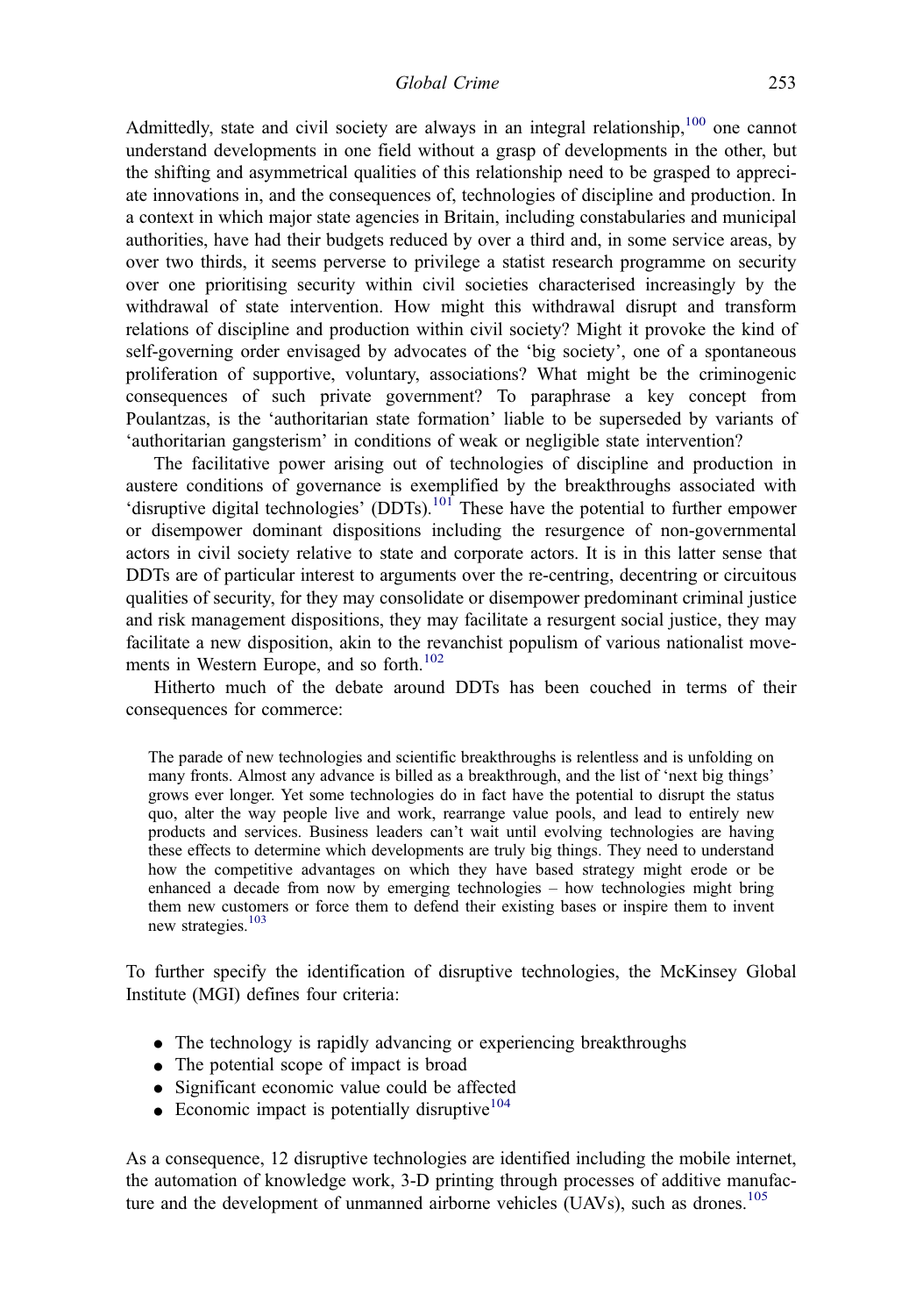Admittedly, state and civil society are always in an integral relationship,[100] one cannot understand developments in one field without a grasp of developments in the other, but the shifting and asymmetrical qualities of this relationship need to be grasped to appreciate innovations in, and the consequences of, technologies of discipline and production. In a context in which major state agencies in Britain, including constabularies and municipal authorities, have had their budgets reduced by over a third and, in some service areas, by over two thirds, it seems perverse to privilege a statist research programme on security over one prioritising security within civil societies characterised increasingly by the withdrawal of state intervention. How might this withdrawal disrupt and transform relations of discipline and production within civil society? Might it provoke the kind of self-governing order envisaged by advocates of the 'big society', one of a spontaneous proliferation of supportive, voluntary, associations? What might be the criminogenic consequences of such private government? To paraphrase a key concept from Poulantzas, is the 'authoritarian state formation' liable to be superseded by variants of 'authoritarian gangsterism' in conditions of weak or negligible state intervention?

The facilitative power arising out of technologies of discipline and production in austere conditions of governance is exemplified by the breakthroughs associated with 'disruptive digital technologies' (DDTs).[101] These have the potential to further empower or disempower dominant dispositions including the resurgence of non-governmental actors in civil society relative to state and corporate actors. It is in this latter sense that DDTs are of particular interest to arguments over the re-centring, decentring or circuitous qualities of security, for they may consolidate or disempower predominant criminal justice and risk management dispositions, they may facilitate a resurgent social justice, they may facilitate a new disposition, akin to the revanchist populism of various nationalist movements in Western Europe, and so forth.[102]

Hitherto much of the debate around DDTs has been couched in terms of their consequences for commerce:

> The parade of new technologies and scientific breakthroughs is relentless and is unfolding on many fronts. Almost any advance is billed as a breakthrough, and the list of 'next big things' grows ever longer. Yet some technologies do in fact have the potential to disrupt the status quo, alter the way people live and work, rearrange value pools, and lead to entirely new products and services. Business leaders can't wait until evolving technologies are having these effects to determine which developments are truly big things. They need to understand how the competitive advantages on which they have based strategy might erode or be enhanced a decade from now by emerging technologies – how technologies might bring them new customers or force them to defend their existing bases or inspire them to invent new strategies.[103]

To further specify the identification of disruptive technologies, the McKinsey Global Institute (MGI) defines four criteria:

- The technology is rapidly advancing or experiencing breakthroughs
- The potential scope of impact is broad
- Significant economic value could be affected
- Economic impact is potentially disruptive[104]

As a consequence, 12 disruptive technologies are identified including the mobile internet, the automation of knowledge work, 3-D printing through processes of additive manufacture and the development of unmanned airborne vehicles (UAVs), such as drones.[105]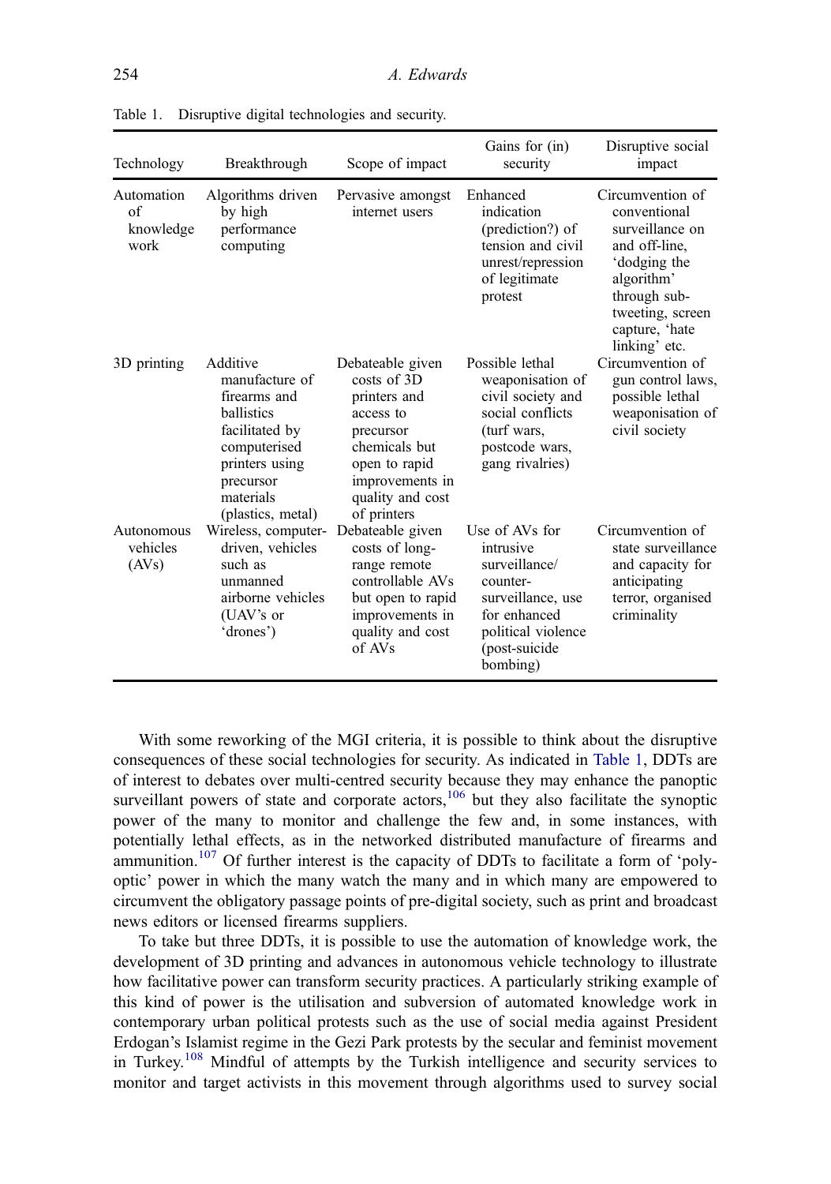Table 1. Disruptive digital technologies and security.

| Technology | Breakthrough | Scope of impact | Gains for (in) security | Disruptive social impact |
|---|---|---|---|---|
| Automation of knowledge work | Algorithms driven by high performance computing | Pervasive amongst internet users | Enhanced indication (prediction?) of tension and civil unrest/repression of legitimate protest | Circumvention of conventional surveillance on and off-line, 'dodging the algorithm' through sub-tweeting, screen capture, 'hate linking' etc. |
| 3D printing | Additive manufacture of firearms and ballistics facilitated by computerised printers using precursor materials (plastics, metal) | Debateable given costs of 3D printers and access to precursor chemicals but open to rapid improvements in quality and cost of printers | Possible lethal weaponisation of civil society and social conflicts (turf wars, postcode wars, gang rivalries) | Circumvention of gun control laws, possible lethal weaponisation of civil society |
| Autonomous vehicles (AVs) | Wireless, computer-driven, vehicles such as unmanned airborne vehicles (UAV's or 'drones') | Debateable given costs of long-range remote controllable AVs but open to rapid improvements in quality and cost of AVs | Use of AVs for intrusive surveillance/ counter-surveillance, use for enhanced political violence (post-suicide bombing) | Circumvention of state surveillance and capacity for anticipating terror, organised criminality |

With some reworking of the MGI criteria, it is possible to think about the disruptive consequences of these social technologies for security. As indicated in Table 1, DDTs are of interest to debates over multi-centred security because they may enhance the panoptic surveillant powers of state and corporate actors,[106] but they also facilitate the synoptic power of the many to monitor and challenge the few and, in some instances, with potentially lethal effects, as in the networked distributed manufacture of firearms and ammunition.[107] Of further interest is the capacity of DDTs to facilitate a form of 'poly-optic' power in which the many watch the many and in which many are empowered to circumvent the obligatory passage points of pre-digital society, such as print and broadcast news editors or licensed firearms suppliers.

To take but three DDTs, it is possible to use the automation of knowledge work, the development of 3D printing and advances in autonomous vehicle technology to illustrate how facilitative power can transform security practices. A particularly striking example of this kind of power is the utilisation and subversion of automated knowledge work in contemporary urban political protests such as the use of social media against President Erdogan's Islamist regime in the Gezi Park protests by the secular and feminist movement in Turkey.[108] Mindful of attempts by the Turkish intelligence and security services to monitor and target activists in this movement through algorithms used to survey social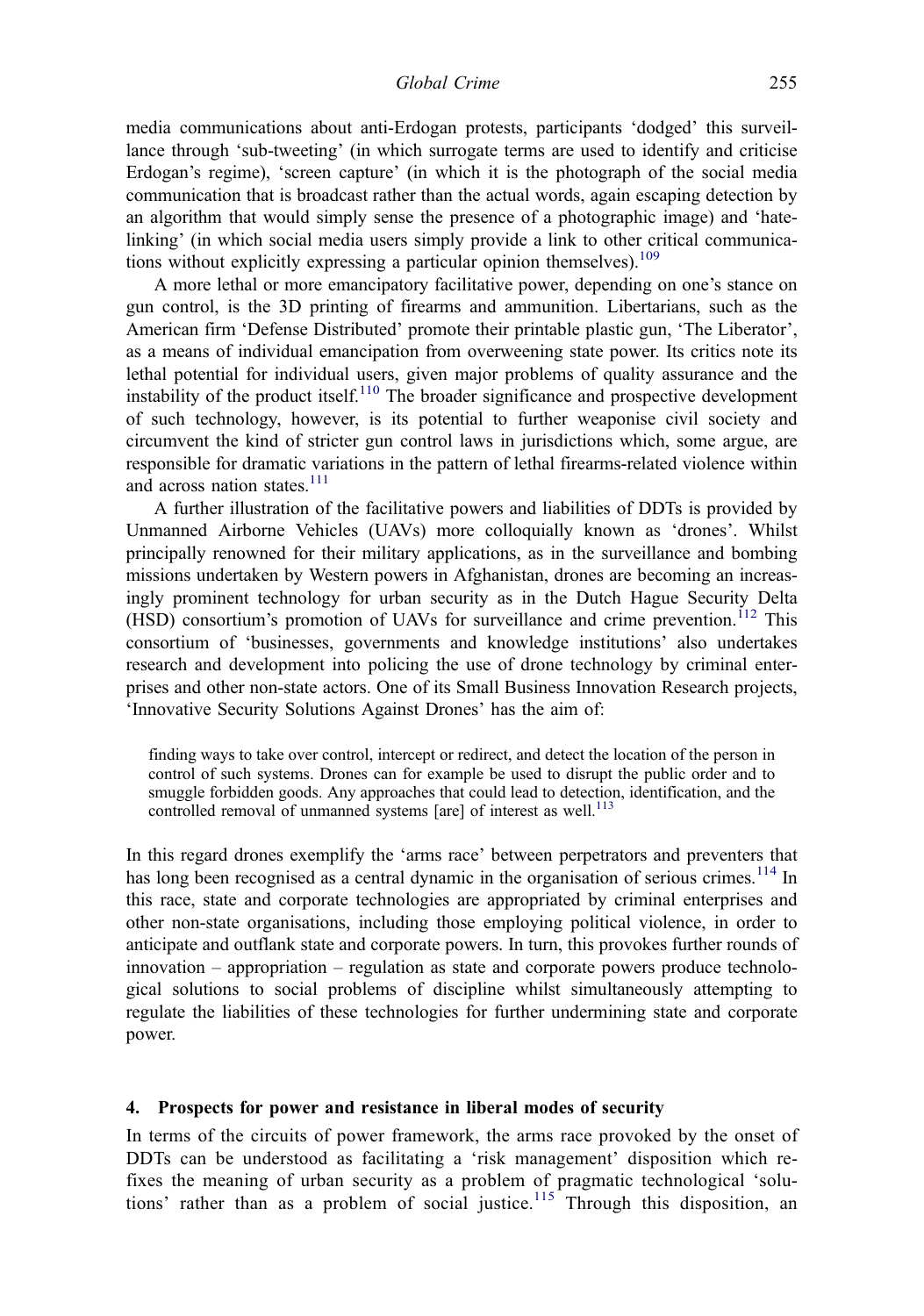media communications about anti-Erdogan protests, participants 'dodged' this surveillance through 'sub-tweeting' (in which surrogate terms are used to identify and criticise Erdogan's regime), 'screen capture' (in which it is the photograph of the social media communication that is broadcast rather than the actual words, again escaping detection by an algorithm that would simply sense the presence of a photographic image) and 'hate-linking' (in which social media users simply provide a link to other critical communications without explicitly expressing a particular opinion themselves).[109]

A more lethal or more emancipatory facilitative power, depending on one's stance on gun control, is the 3D printing of firearms and ammunition. Libertarians, such as the American firm 'Defense Distributed' promote their printable plastic gun, 'The Liberator', as a means of individual emancipation from overweening state power. Its critics note its lethal potential for individual users, given major problems of quality assurance and the instability of the product itself.[110] The broader significance and prospective development of such technology, however, is its potential to further weaponise civil society and circumvent the kind of stricter gun control laws in jurisdictions which, some argue, are responsible for dramatic variations in the pattern of lethal firearms-related violence within and across nation states.[111]

A further illustration of the facilitative powers and liabilities of DDTs is provided by Unmanned Airborne Vehicles (UAVs) more colloquially known as 'drones'. Whilst principally renowned for their military applications, as in the surveillance and bombing missions undertaken by Western powers in Afghanistan, drones are becoming an increasingly prominent technology for urban security as in the Dutch Hague Security Delta (HSD) consortium's promotion of UAVs for surveillance and crime prevention.[112] This consortium of 'businesses, governments and knowledge institutions' also undertakes research and development into policing the use of drone technology by criminal enterprises and other non-state actors. One of its Small Business Innovation Research projects, 'Innovative Security Solutions Against Drones' has the aim of:

> finding ways to take over control, intercept or redirect, and detect the location of the person in control of such systems. Drones can for example be used to disrupt the public order and to smuggle forbidden goods. Any approaches that could lead to detection, identification, and the controlled removal of unmanned systems [are] of interest as well.[113]

In this regard drones exemplify the 'arms race' between perpetrators and preventers that has long been recognised as a central dynamic in the organisation of serious crimes.[114] In this race, state and corporate technologies are appropriated by criminal enterprises and other non-state organisations, including those employing political violence, in order to anticipate and outflank state and corporate powers. In turn, this provokes further rounds of innovation – appropriation – regulation as state and corporate powers produce technological solutions to social problems of discipline whilst simultaneously attempting to regulate the liabilities of these technologies for further undermining state and corporate power.

## 4. Prospects for power and resistance in liberal modes of security

In terms of the circuits of power framework, the arms race provoked by the onset of DDTs can be understood as facilitating a 'risk management' disposition which re-fixes the meaning of urban security as a problem of pragmatic technological 'solutions' rather than as a problem of social justice.[115] Through this disposition, an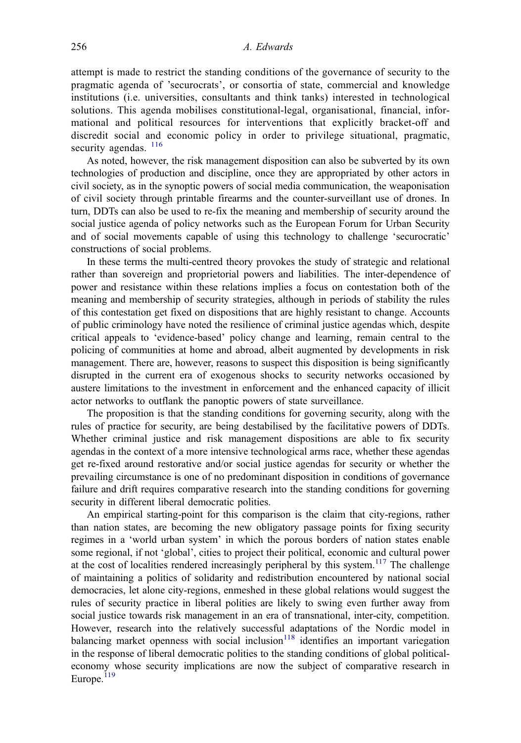attempt is made to restrict the standing conditions of the governance of security to the pragmatic agenda of 'securocrats', or consortia of state, commercial and knowledge institutions (i.e. universities, consultants and think tanks) interested in technological solutions. This agenda mobilises constitutional-legal, organisational, financial, informational and political resources for interventions that explicitly bracket-off and discredit social and economic policy in order to privilege situational, pragmatic, security agendas. [116]

As noted, however, the risk management disposition can also be subverted by its own technologies of production and discipline, once they are appropriated by other actors in civil society, as in the synoptic powers of social media communication, the weaponisation of civil society through printable firearms and the counter-surveillant use of drones. In turn, DDTs can also be used to re-fix the meaning and membership of security around the social justice agenda of policy networks such as the European Forum for Urban Security and of social movements capable of using this technology to challenge 'securocratic' constructions of social problems.

In these terms the multi-centred theory provokes the study of strategic and relational rather than sovereign and proprietorial powers and liabilities. The inter-dependence of power and resistance within these relations implies a focus on contestation both of the meaning and membership of security strategies, although in periods of stability the rules of this contestation get fixed on dispositions that are highly resistant to change. Accounts of public criminology have noted the resilience of criminal justice agendas which, despite critical appeals to 'evidence-based' policy change and learning, remain central to the policing of communities at home and abroad, albeit augmented by developments in risk management. There are, however, reasons to suspect this disposition is being significantly disrupted in the current era of exogenous shocks to security networks occasioned by austere limitations to the investment in enforcement and the enhanced capacity of illicit actor networks to outflank the panoptic powers of state surveillance.

The proposition is that the standing conditions for governing security, along with the rules of practice for security, are being destabilised by the facilitative powers of DDTs. Whether criminal justice and risk management dispositions are able to fix security agendas in the context of a more intensive technological arms race, whether these agendas get re-fixed around restorative and/or social justice agendas for security or whether the prevailing circumstance is one of no predominant disposition in conditions of governance failure and drift requires comparative research into the standing conditions for governing security in different liberal democratic polities.

An empirical starting-point for this comparison is the claim that city-regions, rather than nation states, are becoming the new obligatory passage points for fixing security regimes in a 'world urban system' in which the porous borders of nation states enable some regional, if not 'global', cities to project their political, economic and cultural power at the cost of localities rendered increasingly peripheral by this system.[117] The challenge of maintaining a politics of solidarity and redistribution encountered by national social democracies, let alone city-regions, enmeshed in these global relations would suggest the rules of security practice in liberal polities are likely to swing even further away from social justice towards risk management in an era of transnational, inter-city, competition. However, research into the relatively successful adaptations of the Nordic model in balancing market openness with social inclusion[118] identifies an important variegation in the response of liberal democratic polities to the standing conditions of global political-economy whose security implications are now the subject of comparative research in Europe.[119]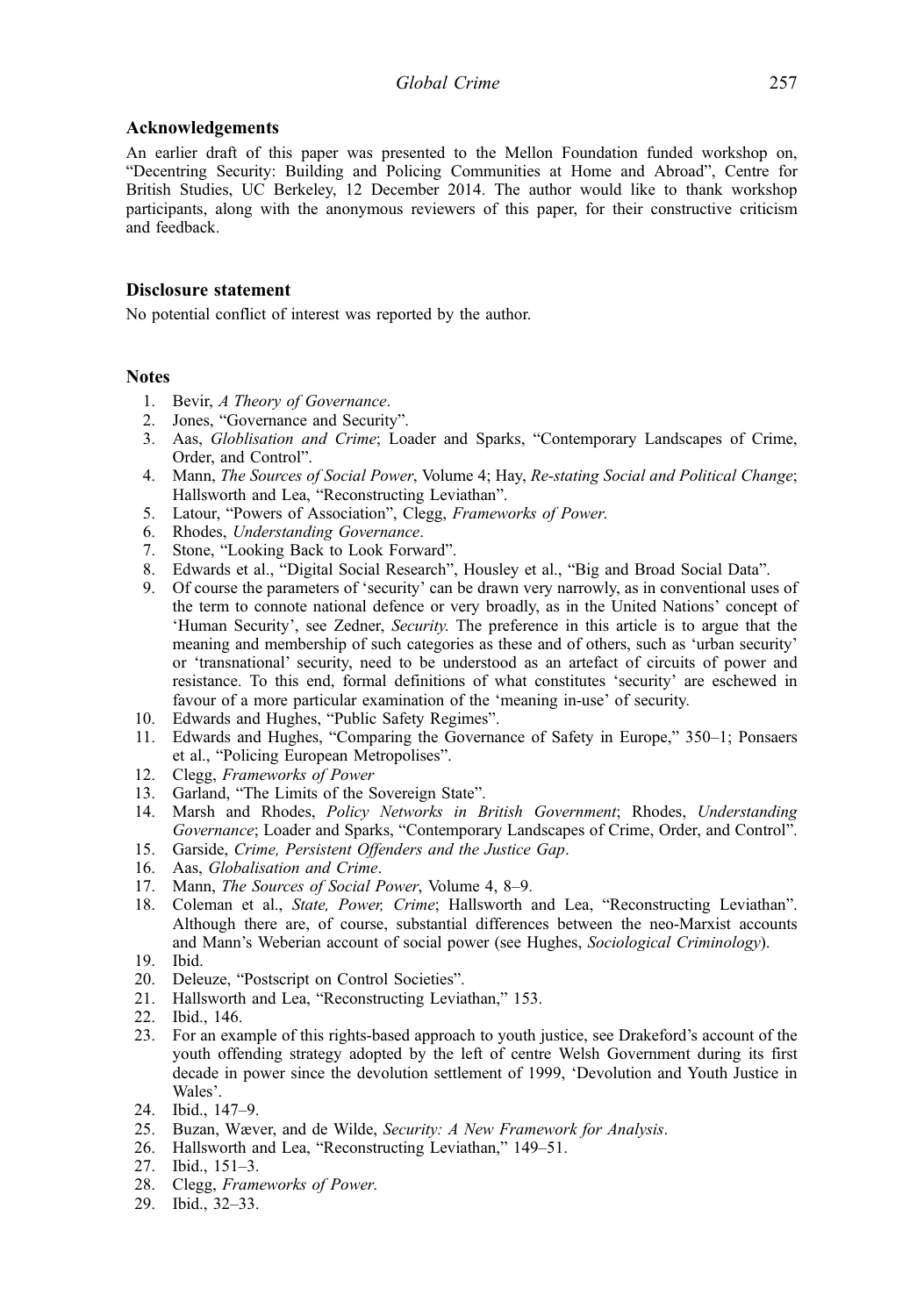## Acknowledgements

An earlier draft of this paper was presented to the Mellon Foundation funded workshop on, "Decentring Security: Building and Policing Communities at Home and Abroad", Centre for British Studies, UC Berkeley, 12 December 2014. The author would like to thank workshop participants, along with the anonymous reviewers of this paper, for their constructive criticism and feedback.

## Disclosure statement

No potential conflict of interest was reported by the author.

## Notes

1. Bevir, *A Theory of Governance*.
2. Jones, "Governance and Security".
3. Aas, *Globlisation and Crime*; Loader and Sparks, "Contemporary Landscapes of Crime, Order, and Control".
4. Mann, *The Sources of Social Power*, Volume 4; Hay, *Re-stating Social and Political Change*; Hallsworth and Lea, "Reconstructing Leviathan".
5. Latour, "Powers of Association", Clegg, *Frameworks of Power.*
6. Rhodes, *Understanding Governance*.
7. Stone, "Looking Back to Look Forward".
8. Edwards et al., "Digital Social Research", Housley et al., "Big and Broad Social Data".
9. Of course the parameters of 'security' can be drawn very narrowly, as in conventional uses of the term to connote national defence or very broadly, as in the United Nations' concept of 'Human Security', see Zedner, *Security*. The preference in this article is to argue that the meaning and membership of such categories as these and of others, such as 'urban security' or 'transnational' security, need to be understood as an artefact of circuits of power and resistance. To this end, formal definitions of what constitutes 'security' are eschewed in favour of a more particular examination of the 'meaning in-use' of security.
10. Edwards and Hughes, "Public Safety Regimes".
11. Edwards and Hughes, "Comparing the Governance of Safety in Europe," 350–1; Ponsaers et al., "Policing European Metropolises".
12. Clegg, *Frameworks of Power*
13. Garland, "The Limits of the Sovereign State".
14. Marsh and Rhodes, *Policy Networks in British Government*; Rhodes, *Understanding Governance*; Loader and Sparks, "Contemporary Landscapes of Crime, Order, and Control".
15. Garside, *Crime, Persistent Offenders and the Justice Gap*.
16. Aas, *Globalisation and Crime*.
17. Mann, *The Sources of Social Power*, Volume 4, 8–9.
18. Coleman et al., *State, Power, Crime*; Hallsworth and Lea, "Reconstructing Leviathan". Although there are, of course, substantial differences between the neo-Marxist accounts and Mann's Weberian account of social power (see Hughes, *Sociological Criminology*).
19. Ibid.
20. Deleuze, "Postscript on Control Societies".
21. Hallsworth and Lea, "Reconstructing Leviathan," 153.
22. Ibid., 146.
23. For an example of this rights-based approach to youth justice, see Drakeford's account of the youth offending strategy adopted by the left of centre Welsh Government during its first decade in power since the devolution settlement of 1999, 'Devolution and Youth Justice in Wales'.
24. Ibid., 147–9.
25. Buzan, Wæver, and de Wilde, *Security: A New Framework for Analysis*.
26. Hallsworth and Lea, "Reconstructing Leviathan," 149–51.
27. Ibid., 151–3.
28. Clegg, *Frameworks of Power.*
29. Ibid., 32–33.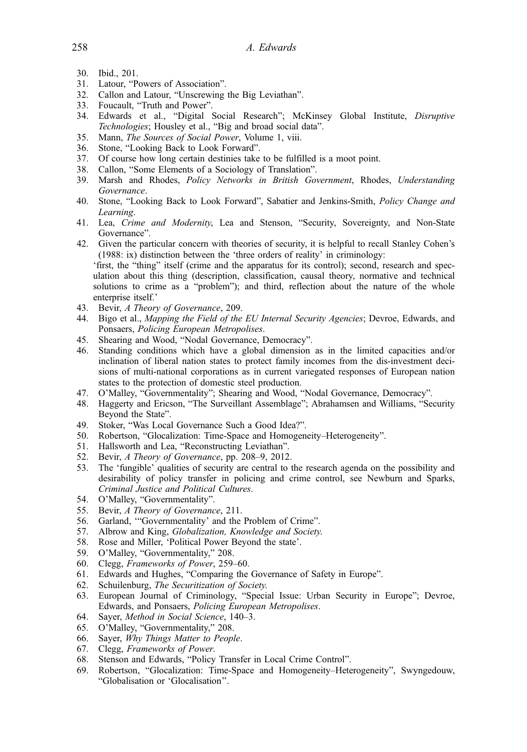30. Ibid., 201.
31. Latour, "Powers of Association".
32. Callon and Latour, "Unscrewing the Big Leviathan".
33. Foucault, "Truth and Power".
34. Edwards et al., "Digital Social Research"; McKinsey Global Institute, *Disruptive Technologies*; Housley et al., "Big and broad social data".
35. Mann, *The Sources of Social Power*, Volume 1, viii.
36. Stone, "Looking Back to Look Forward".
37. Of course how long certain destinies take to be fulfilled is a moot point.
38. Callon, "Some Elements of a Sociology of Translation".
39. Marsh and Rhodes, *Policy Networks in British Government*, Rhodes, *Understanding Governance*.
40. Stone, "Looking Back to Look Forward", Sabatier and Jenkins-Smith, *Policy Change and Learning*.
41. Lea, *Crime and Modernity*, Lea and Stenson, "Security, Sovereignty, and Non-State Governance".
42. Given the particular concern with theories of security, it is helpful to recall Stanley Cohen's (1988: ix) distinction between the 'three orders of reality' in criminology:
    'first, the "thing" itself (crime and the apparatus for its control); second, research and speculation about this thing (description, classification, causal theory, normative and technical solutions to crime as a "problem"); and third, reflection about the nature of the whole enterprise itself.'
43. Bevir, *A Theory of Governance*, 209.
44. Bigo et al., *Mapping the Field of the EU Internal Security Agencies*; Devroe, Edwards, and Ponsaers, *Policing European Metropolises*.
45. Shearing and Wood, "Nodal Governance, Democracy".
46. Standing conditions which have a global dimension as in the limited capacities and/or inclination of liberal nation states to protect family incomes from the dis-investment decisions of multi-national corporations as in current variegated responses of European nation states to the protection of domestic steel production.
47. O'Malley, "Governmentality"; Shearing and Wood, "Nodal Governance, Democracy".
48. Haggerty and Ericson, "The Surveillant Assemblage"; Abrahamsen and Williams, "Security Beyond the State".
49. Stoker, "Was Local Governance Such a Good Idea?".
50. Robertson, "Glocalization: Time-Space and Homogeneity–Heterogeneity".
51. Hallsworth and Lea, "Reconstructing Leviathan".
52. Bevir, *A Theory of Governance*, pp. 208–9, 2012.
53. The 'fungible' qualities of security are central to the research agenda on the possibility and desirability of policy transfer in policing and crime control, see Newburn and Sparks, *Criminal Justice and Political Cultures*.
54. O'Malley, "Governmentality".
55. Bevir, *A Theory of Governance*, 211.
56. Garland, '"Governmentality' and the Problem of Crime".
57. Albrow and King, *Globalization, Knowledge and Society.*
58. Rose and Miller, 'Political Power Beyond the state'.
59. O'Malley, "Governmentality," 208.
60. Clegg, *Frameworks of Power*, 259–60.
61. Edwards and Hughes, "Comparing the Governance of Safety in Europe".
62. Schuilenburg, *The Securitization of Society.*
63. European Journal of Criminology, "Special Issue: Urban Security in Europe"; Devroe, Edwards, and Ponsaers, *Policing European Metropolises*.
64. Sayer, *Method in Social Science*, 140–3.
65. O'Malley, "Governmentality," 208.
66. Sayer, *Why Things Matter to People*.
67. Clegg, *Frameworks of Power*.
68. Stenson and Edwards, "Policy Transfer in Local Crime Control".
69. Robertson, "Glocalization: Time-Space and Homogeneity–Heterogeneity", Swyngedouw, "Globalisation or 'Glocalisation'".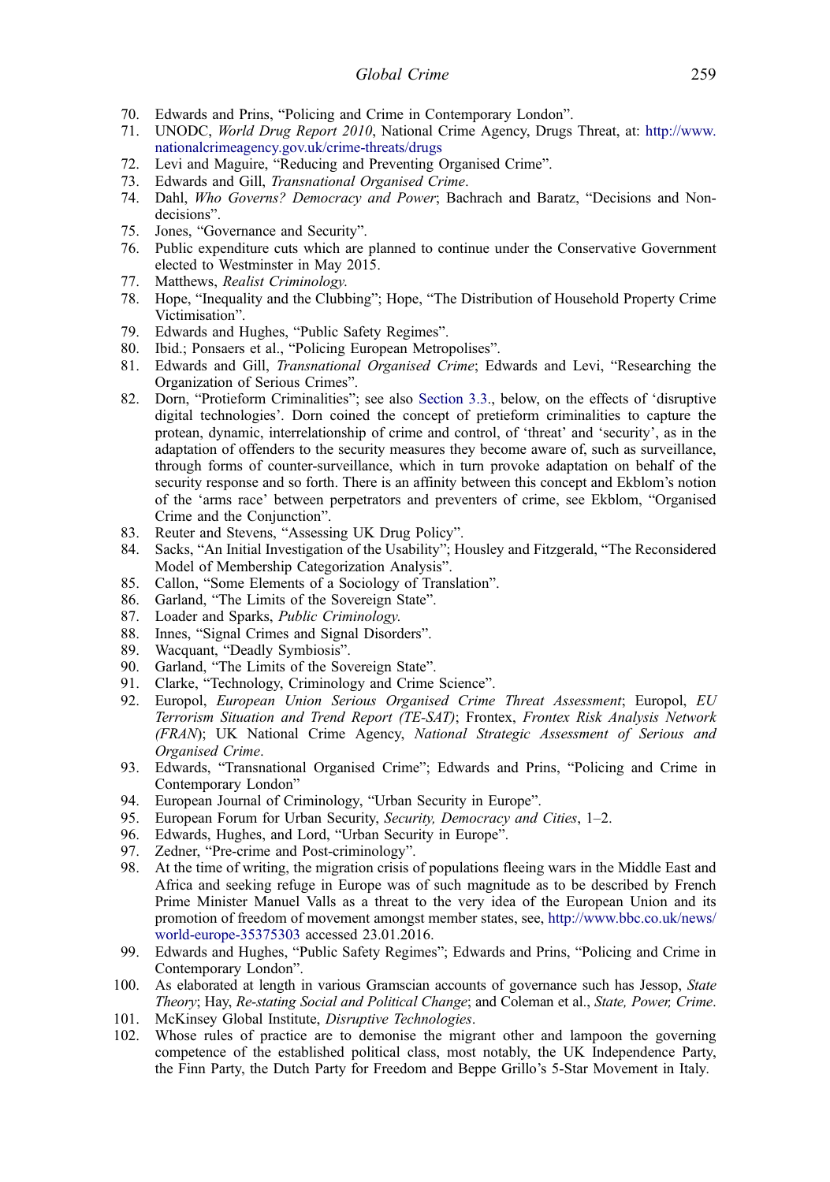70. Edwards and Prins, "Policing and Crime in Contemporary London".
71. UNODC, *World Drug Report 2010*, National Crime Agency, Drugs Threat, at: http://www.nationalcrimeagency.gov.uk/crime-threats/drugs
72. Levi and Maguire, "Reducing and Preventing Organised Crime".
73. Edwards and Gill, *Transnational Organised Crime*.
74. Dahl, *Who Governs? Democracy and Power*; Bachrach and Baratz, "Decisions and Non-decisions".
75. Jones, "Governance and Security".
76. Public expenditure cuts which are planned to continue under the Conservative Government elected to Westminster in May 2015.
77. Matthews, *Realist Criminology*.
78. Hope, "Inequality and the Clubbing"; Hope, "The Distribution of Household Property Crime Victimisation".
79. Edwards and Hughes, "Public Safety Regimes".
80. Ibid.; Ponsaers et al., "Policing European Metropolises".
81. Edwards and Gill, *Transnational Organised Crime*; Edwards and Levi, "Researching the Organization of Serious Crimes".
82. Dorn, "Protieform Criminalities"; see also Section 3.3., below, on the effects of 'disruptive digital technologies'. Dorn coined the concept of pretieform criminalities to capture the protean, dynamic, interrelationship of crime and control, of 'threat' and 'security', as in the adaptation of offenders to the security measures they become aware of, such as surveillance, through forms of counter-surveillance, which in turn provoke adaptation on behalf of the security response and so forth. There is an affinity between this concept and Ekblom's notion of the 'arms race' between perpetrators and preventers of crime, see Ekblom, "Organised Crime and the Conjunction".
83. Reuter and Stevens, "Assessing UK Drug Policy".
84. Sacks, "An Initial Investigation of the Usability"; Housley and Fitzgerald, "The Reconsidered Model of Membership Categorization Analysis".
85. Callon, "Some Elements of a Sociology of Translation".
86. Garland, "The Limits of the Sovereign State".
87. Loader and Sparks, *Public Criminology*.
88. Innes, "Signal Crimes and Signal Disorders".
89. Wacquant, "Deadly Symbiosis".
90. Garland, "The Limits of the Sovereign State".
91. Clarke, "Technology, Criminology and Crime Science".
92. Europol, *European Union Serious Organised Crime Threat Assessment*; Europol, *EU Terrorism Situation and Trend Report (TE-SAT)*; Frontex, *Frontex Risk Analysis Network (FRAN)*; UK National Crime Agency, *National Strategic Assessment of Serious and Organised Crime*.
93. Edwards, "Transnational Organised Crime"; Edwards and Prins, "Policing and Crime in Contemporary London"
94. European Journal of Criminology, "Urban Security in Europe".
95. European Forum for Urban Security, *Security, Democracy and Cities*, 1–2.
96. Edwards, Hughes, and Lord, "Urban Security in Europe".
97. Zedner, "Pre-crime and Post-criminology".
98. At the time of writing, the migration crisis of populations fleeing wars in the Middle East and Africa and seeking refuge in Europe was of such magnitude as to be described by French Prime Minister Manuel Valls as a threat to the very idea of the European Union and its promotion of freedom of movement amongst member states, see, http://www.bbc.co.uk/news/world-europe-35375303 accessed 23.01.2016.
99. Edwards and Hughes, "Public Safety Regimes"; Edwards and Prins, "Policing and Crime in Contemporary London".
100. As elaborated at length in various Gramscian accounts of governance such has Jessop, *State Theory*; Hay, *Re-stating Social and Political Change*; and Coleman et al., *State, Power, Crime*.
101. McKinsey Global Institute, *Disruptive Technologies*.
102. Whose rules of practice are to demonise the migrant other and lampoon the governing competence of the established political class, most notably, the UK Independence Party, the Finn Party, the Dutch Party for Freedom and Beppe Grillo's 5-Star Movement in Italy.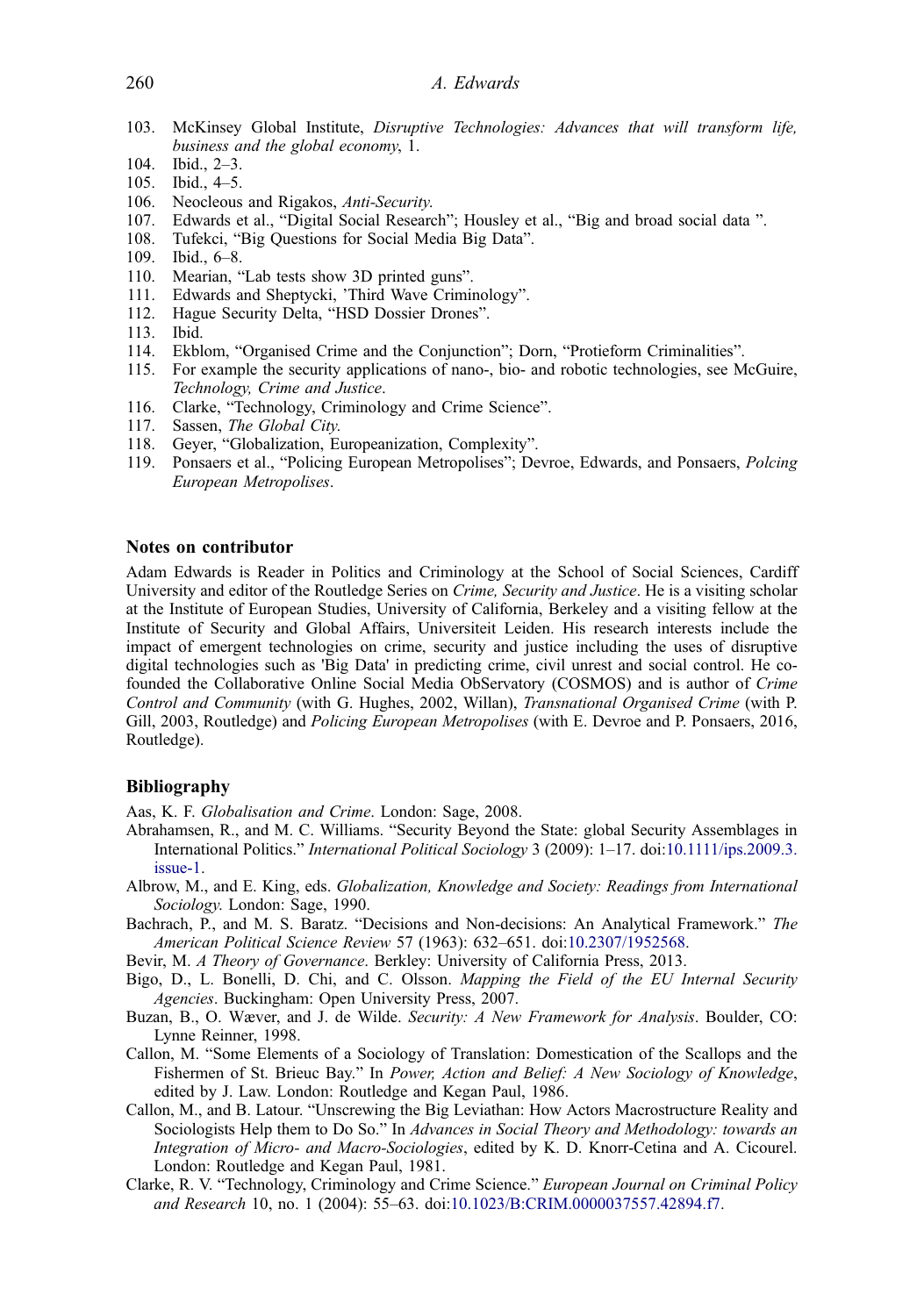103. McKinsey Global Institute, *Disruptive Technologies: Advances that will transform life, business and the global economy*, 1.
104. Ibid., 2–3.
105. Ibid., 4–5.
106. Neocleous and Rigakos, *Anti-Security*.
107. Edwards et al., "Digital Social Research"; Housley et al., "Big and broad social data ".
108. Tufekci, "Big Questions for Social Media Big Data".
109. Ibid., 6–8.
110. Mearian, "Lab tests show 3D printed guns".
111. Edwards and Sheptycki, 'Third Wave Criminology".
112. Hague Security Delta, "HSD Dossier Drones".
113. Ibid.
114. Ekblom, "Organised Crime and the Conjunction"; Dorn, "Protieform Criminalities".
115. For example the security applications of nano-, bio- and robotic technologies, see McGuire, *Technology, Crime and Justice*.
116. Clarke, "Technology, Criminology and Crime Science".
117. Sassen, *The Global City*.
118. Geyer, "Globalization, Europeanization, Complexity".
119. Ponsaers et al., "Policing European Metropolises"; Devroe, Edwards, and Ponsaers, *Polcing European Metropolises*.

## Notes on contributor

Adam Edwards is Reader in Politics and Criminology at the School of Social Sciences, Cardiff University and editor of the Routledge Series on *Crime, Security and Justice*. He is a visiting scholar at the Institute of European Studies, University of California, Berkeley and a visiting fellow at the Institute of Security and Global Affairs, Universiteit Leiden. His research interests include the impact of emergent technologies on crime, security and justice including the uses of disruptive digital technologies such as 'Big Data' in predicting crime, civil unrest and social control. He co-founded the Collaborative Online Social Media ObServatory (COSMOS) and is author of *Crime Control and Community* (with G. Hughes, 2002, Willan), *Transnational Organised Crime* (with P. Gill, 2003, Routledge) and *Policing European Metropolises* (with E. Devroe and P. Ponsaers, 2016, Routledge).

## Bibliography

Aas, K. F. *Globalisation and Crime*. London: Sage, 2008.

Abrahamsen, R., and M. C. Williams. "Security Beyond the State: global Security Assemblages in International Politics." *International Political Sociology* 3 (2009): 1–17. doi:10.1111/ips.2009.3.issue-1.

Albrow, M., and E. King, eds. *Globalization, Knowledge and Society: Readings from International Sociology*. London: Sage, 1990.

Bachrach, P., and M. S. Baratz. "Decisions and Non-decisions: An Analytical Framework." *The American Political Science Review* 57 (1963): 632–651. doi:10.2307/1952568.

Bevir, M. *A Theory of Governance*. Berkley: University of California Press, 2013.

Bigo, D., L. Bonelli, D. Chi, and C. Olsson. *Mapping the Field of the EU Internal Security Agencies*. Buckingham: Open University Press, 2007.

Buzan, B., O. Wæver, and J. de Wilde. *Security: A New Framework for Analysis*. Boulder, CO: Lynne Reinner, 1998.

Callon, M. "Some Elements of a Sociology of Translation: Domestication of the Scallops and the Fishermen of St. Brieuc Bay." In *Power, Action and Belief: A New Sociology of Knowledge*, edited by J. Law. London: Routledge and Kegan Paul, 1986.

Callon, M., and B. Latour. "Unscrewing the Big Leviathan: How Actors Macrostructure Reality and Sociologists Help them to Do So." In *Advances in Social Theory and Methodology: towards an Integration of Micro- and Macro-Sociologies*, edited by K. D. Knorr-Cetina and A. Cicourel. London: Routledge and Kegan Paul, 1981.

Clarke, R. V. "Technology, Criminology and Crime Science." *European Journal on Criminal Policy and Research* 10, no. 1 (2004): 55–63. doi:10.1023/B:CRIM.0000037557.42894.f7.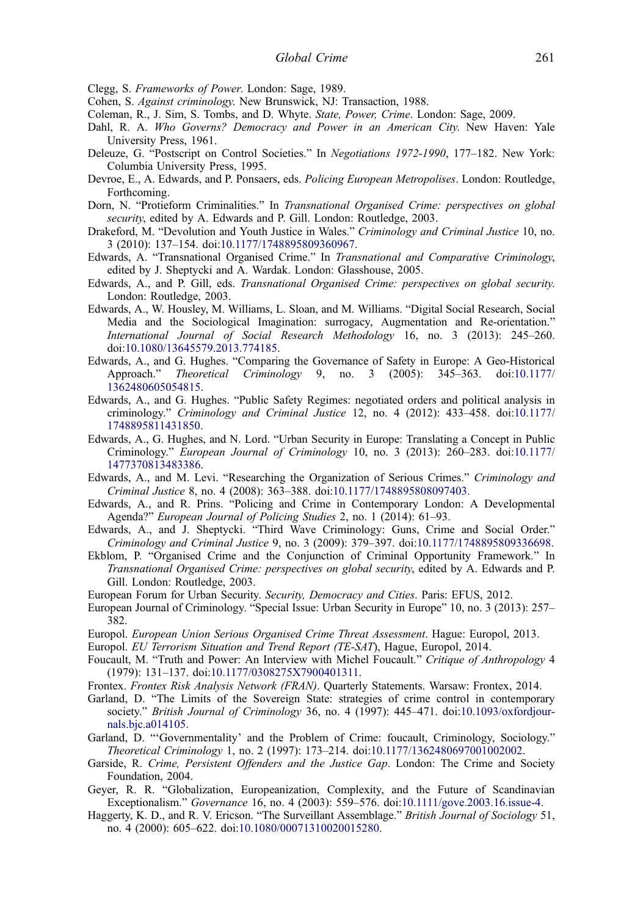Clegg, S. *Frameworks of Power*. London: Sage, 1989.

Cohen, S. *Against criminology*. New Brunswick, NJ: Transaction, 1988.

Coleman, R., J. Sim, S. Tombs, and D. Whyte. *State, Power, Crime*. London: Sage, 2009.

Dahl, R. A. *Who Governs? Democracy and Power in an American City*. New Haven: Yale University Press, 1961.

Deleuze, G. "Postscript on Control Societies." In *Negotiations 1972-1990*, 177–182. New York: Columbia University Press, 1995.

Devroe, E., A. Edwards, and P. Ponsaers, eds. *Policing European Metropolises*. London: Routledge, Forthcoming.

Dorn, N. "Protieform Criminalities." In *Transnational Organised Crime: perspectives on global security*, edited by A. Edwards and P. Gill. London: Routledge, 2003.

Drakeford, M. "Devolution and Youth Justice in Wales." *Criminology and Criminal Justice* 10, no. 3 (2010): 137–154. doi:10.1177/1748895809360967.

Edwards, A. "Transnational Organised Crime." In *Transnational and Comparative Criminology*, edited by J. Sheptycki and A. Wardak. London: Glasshouse, 2005.

Edwards, A., and P. Gill, eds. *Transnational Organised Crime: perspectives on global security*. London: Routledge, 2003.

Edwards, A., W. Housley, M. Williams, L. Sloan, and M. Williams. "Digital Social Research, Social Media and the Sociological Imagination: surrogacy, Augmentation and Re-orientation." *International Journal of Social Research Methodology* 16, no. 3 (2013): 245–260. doi:10.1080/13645579.2013.774185.

Edwards, A., and G. Hughes. "Comparing the Governance of Safety in Europe: A Geo-Historical Approach." *Theoretical Criminology* 9, no. 3 (2005): 345–363. doi:10.1177/1362480605054815.

Edwards, A., and G. Hughes. "Public Safety Regimes: negotiated orders and political analysis in criminology." *Criminology and Criminal Justice* 12, no. 4 (2012): 433–458. doi:10.1177/1748895811431850.

Edwards, A., G. Hughes, and N. Lord. "Urban Security in Europe: Translating a Concept in Public Criminology." *European Journal of Criminology* 10, no. 3 (2013): 260–283. doi:10.1177/1477370813483386.

Edwards, A., and M. Levi. "Researching the Organization of Serious Crimes." *Criminology and Criminal Justice* 8, no. 4 (2008): 363–388. doi:10.1177/1748895808097403.

Edwards, A., and R. Prins. "Policing and Crime in Contemporary London: A Developmental Agenda?" *European Journal of Policing Studies* 2, no. 1 (2014): 61–93.

Edwards, A., and J. Sheptycki. "Third Wave Criminology: Guns, Crime and Social Order." *Criminology and Criminal Justice* 9, no. 3 (2009): 379–397. doi:10.1177/1748895809336698.

Ekblom, P. "Organised Crime and the Conjunction of Criminal Opportunity Framework." In *Transnational Organised Crime: perspectives on global security*, edited by A. Edwards and P. Gill. London: Routledge, 2003.

European Forum for Urban Security. *Security, Democracy and Cities*. Paris: EFUS, 2012.

European Journal of Criminology. "Special Issue: Urban Security in Europe" 10, no. 3 (2013): 257–382.

Europol. *European Union Serious Organised Crime Threat Assessment*. Hague: Europol, 2013.

Europol. *EU Terrorism Situation and Trend Report (TE-SAT)*, Hague, Europol, 2014.

Foucault, M. "Truth and Power: An Interview with Michel Foucault." *Critique of Anthropology* 4 (1979): 131–137. doi:10.1177/0308275X7900401311.

Frontex. *Frontex Risk Analysis Network (FRAN)*. Quarterly Statements. Warsaw: Frontex, 2014.

Garland, D. "The Limits of the Sovereign State: strategies of crime control in contemporary society." *British Journal of Criminology* 36, no. 4 (1997): 445–471. doi:10.1093/oxfordjournals.bjc.a014105.

Garland, D. "'Governmentality' and the Problem of Crime: foucault, Criminology, Sociology." *Theoretical Criminology* 1, no. 2 (1997): 173–214. doi:10.1177/1362480697001002002.

Garside, R. *Crime, Persistent Offenders and the Justice Gap*. London: The Crime and Society Foundation, 2004.

Geyer, R. R. "Globalization, Europeanization, Complexity, and the Future of Scandinavian Exceptionalism." *Governance* 16, no. 4 (2003): 559–576. doi:10.1111/gove.2003.16.issue-4.

Haggerty, K. D., and R. V. Ericson. "The Surveillant Assemblage." *British Journal of Sociology* 51, no. 4 (2000): 605–622. doi:10.1080/00071310020015280.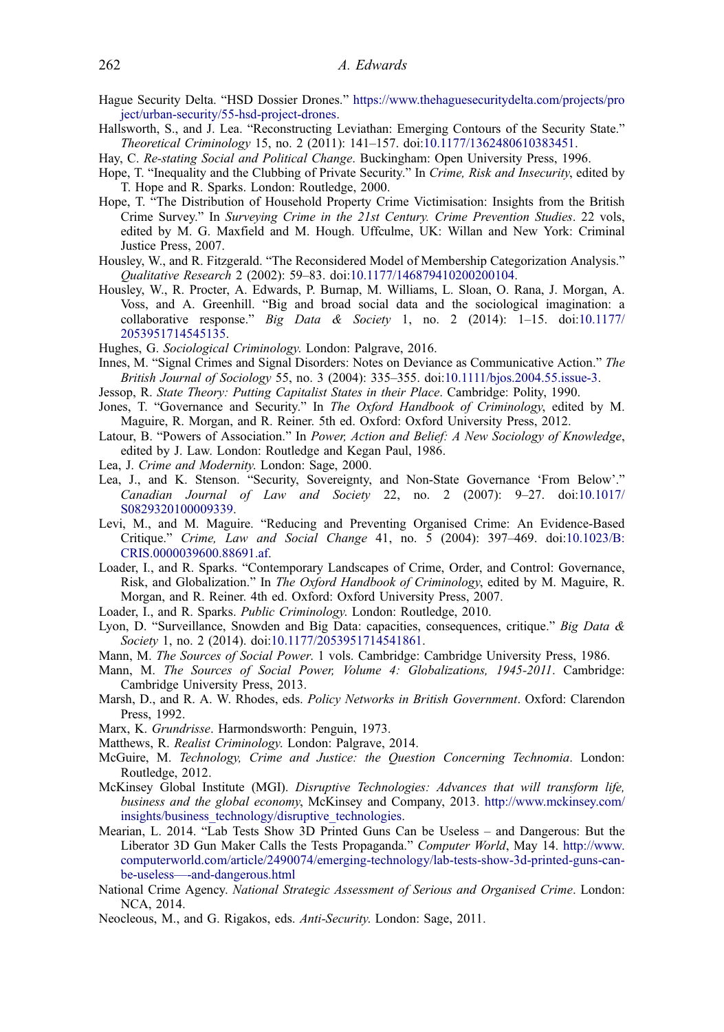Hague Security Delta. "HSD Dossier Drones." https://www.thehaguesecuritydelta.com/projects/project/urban-security/55-hsd-project-drones.

Hallsworth, S., and J. Lea. "Reconstructing Leviathan: Emerging Contours of the Security State." *Theoretical Criminology* 15, no. 2 (2011): 141–157. doi:10.1177/1362480610383451.

Hay, C. *Re-stating Social and Political Change*. Buckingham: Open University Press, 1996.

Hope, T. "Inequality and the Clubbing of Private Security." In *Crime, Risk and Insecurity*, edited by T. Hope and R. Sparks. London: Routledge, 2000.

Hope, T. "The Distribution of Household Property Crime Victimisation: Insights from the British Crime Survey." In *Surveying Crime in the 21st Century. Crime Prevention Studies*. 22 vols, edited by M. G. Maxfield and M. Hough. Uffculme, UK: Willan and New York: Criminal Justice Press, 2007.

Housley, W., and R. Fitzgerald. "The Reconsidered Model of Membership Categorization Analysis." *Qualitative Research* 2 (2002): 59–83. doi:10.1177/146879410200200104.

Housley, W., R. Procter, A. Edwards, P. Burnap, M. Williams, L. Sloan, O. Rana, J. Morgan, A. Voss, and A. Greenhill. "Big and broad social data and the sociological imagination: a collaborative response." *Big Data & Society* 1, no. 2 (2014): 1–15. doi:10.1177/2053951714545135.

Hughes, G. *Sociological Criminology.* London: Palgrave, 2016.

Innes, M. "Signal Crimes and Signal Disorders: Notes on Deviance as Communicative Action." *The British Journal of Sociology* 55, no. 3 (2004): 335–355. doi:10.1111/bjos.2004.55.issue-3.

Jessop, R. *State Theory: Putting Capitalist States in their Place*. Cambridge: Polity, 1990.

Jones, T. "Governance and Security." In *The Oxford Handbook of Criminology*, edited by M. Maguire, R. Morgan, and R. Reiner. 5th ed. Oxford: Oxford University Press, 2012.

Latour, B. "Powers of Association." In *Power, Action and Belief: A New Sociology of Knowledge*, edited by J. Law. London: Routledge and Kegan Paul, 1986.

Lea, J. *Crime and Modernity.* London: Sage, 2000.

Lea, J., and K. Stenson. "Security, Sovereignty, and Non-State Governance 'From Below'." *Canadian Journal of Law and Society* 22, no. 2 (2007): 9–27. doi:10.1017/S0829320100009339.

Levi, M., and M. Maguire. "Reducing and Preventing Organised Crime: An Evidence-Based Critique." *Crime, Law and Social Change* 41, no. 5 (2004): 397–469. doi:10.1023/B:CRIS.0000039600.88691.af.

Loader, I., and R. Sparks. "Contemporary Landscapes of Crime, Order, and Control: Governance, Risk, and Globalization." In *The Oxford Handbook of Criminology*, edited by M. Maguire, R. Morgan, and R. Reiner. 4th ed. Oxford: Oxford University Press, 2007.

Loader, I., and R. Sparks. *Public Criminology.* London: Routledge, 2010.

Lyon, D. "Surveillance, Snowden and Big Data: capacities, consequences, critique." *Big Data & Society* 1, no. 2 (2014). doi:10.1177/2053951714541861.

Mann, M. *The Sources of Social Power.* 1 vols. Cambridge: Cambridge University Press, 1986.

Mann, M. *The Sources of Social Power, Volume 4: Globalizations, 1945-2011*. Cambridge: Cambridge University Press, 2013.

Marsh, D., and R. A. W. Rhodes, eds. *Policy Networks in British Government*. Oxford: Clarendon Press, 1992.

Marx, K. *Grundrisse*. Harmondsworth: Penguin, 1973.

Matthews, R. *Realist Criminology.* London: Palgrave, 2014.

McGuire, M. *Technology, Crime and Justice: the Question Concerning Technomia*. London: Routledge, 2012.

McKinsey Global Institute (MGI). *Disruptive Technologies: Advances that will transform life, business and the global economy*, McKinsey and Company, 2013. http://www.mckinsey.com/insights/business_technology/disruptive_technologies.

Mearian, L. 2014. "Lab Tests Show 3D Printed Guns Can be Useless – and Dangerous: But the Liberator 3D Gun Maker Calls the Tests Propaganda." *Computer World*, May 14. http://www.computerworld.com/article/2490074/emerging-technology/lab-tests-show-3d-printed-guns-can-be-useless—-and-dangerous.html

National Crime Agency. *National Strategic Assessment of Serious and Organised Crime*. London: NCA, 2014.

Neocleous, M., and G. Rigakos, eds. *Anti-Security*. London: Sage, 2011.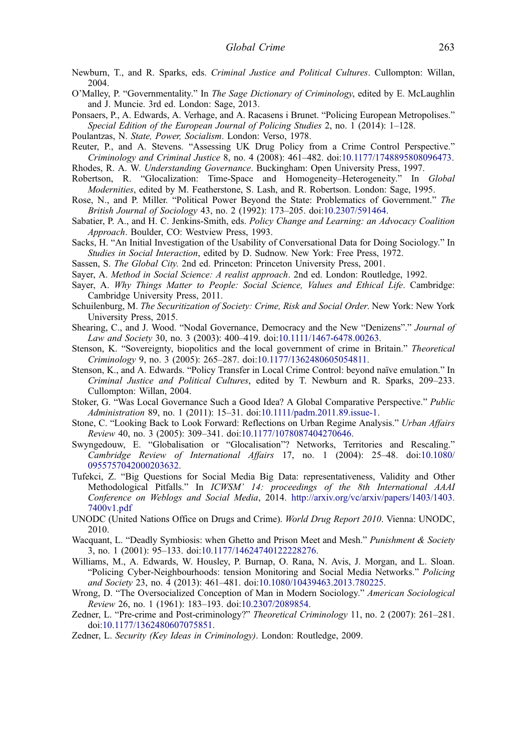Newburn, T., and R. Sparks, eds. *Criminal Justice and Political Cultures*. Cullompton: Willan, 2004.

O'Malley, P. "Governmentality." In *The Sage Dictionary of Criminology*, edited by E. McLaughlin and J. Muncie. 3rd ed. London: Sage, 2013.

Ponsaers, P., A. Edwards, A. Verhage, and A. Racasens i Brunet. "Policing European Metropolises." *Special Edition of the European Journal of Policing Studies* 2, no. 1 (2014): 1–128.

Poulantzas, N. *State, Power, Socialism*. London: Verso, 1978.

Reuter, P., and A. Stevens. "Assessing UK Drug Policy from a Crime Control Perspective." *Criminology and Criminal Justice* 8, no. 4 (2008): 461–482. doi:10.1177/1748895808096473.

Rhodes, R. A. W. *Understanding Governance*. Buckingham: Open University Press, 1997.

Robertson, R. "Glocalization: Time-Space and Homogeneity–Heterogeneity." In *Global Modernities*, edited by M. Featherstone, S. Lash, and R. Robertson. London: Sage, 1995.

Rose, N., and P. Miller. "Political Power Beyond the State: Problematics of Government." *The British Journal of Sociology* 43, no. 2 (1992): 173–205. doi:10.2307/591464.

Sabatier, P. A., and H. C. Jenkins-Smith, eds. *Policy Change and Learning: an Advocacy Coalition Approach*. Boulder, CO: Westview Press, 1993.

Sacks, H. "An Initial Investigation of the Usability of Conversational Data for Doing Sociology." In *Studies in Social Interaction*, edited by D. Sudnow. New York: Free Press, 1972.

Sassen, S. *The Global City*. 2nd ed. Princeton: Princeton University Press, 2001.

Sayer, A. *Method in Social Science: A realist approach*. 2nd ed. London: Routledge, 1992.

Sayer, A. *Why Things Matter to People: Social Science, Values and Ethical Life*. Cambridge: Cambridge University Press, 2011.

Schuilenburg, M. *The Securitization of Society: Crime, Risk and Social Order*. New York: New York University Press, 2015.

Shearing, C., and J. Wood. "Nodal Governance, Democracy and the New "Denizens"." *Journal of Law and Society* 30, no. 3 (2003): 400–419. doi:10.1111/1467-6478.00263.

Stenson, K. "Sovereignty, biopolitics and the local government of crime in Britain." *Theoretical Criminology* 9, no. 3 (2005): 265–287. doi:10.1177/1362480605054811.

Stenson, K., and A. Edwards. "Policy Transfer in Local Crime Control: beyond naïve emulation." In *Criminal Justice and Political Cultures*, edited by T. Newburn and R. Sparks, 209–233. Cullompton: Willan, 2004.

Stoker, G. "Was Local Governance Such a Good Idea? A Global Comparative Perspective." *Public Administration* 89, no. 1 (2011): 15–31. doi:10.1111/padm.2011.89.issue-1.

Stone, C. "Looking Back to Look Forward: Reflections on Urban Regime Analysis." *Urban Affairs Review* 40, no. 3 (2005): 309–341. doi:10.1177/1078087404270646.

Swyngedouw, E. "Globalisation or "Glocalisation"? Networks, Territories and Rescaling." *Cambridge Review of International Affairs* 17, no. 1 (2004): 25–48. doi:10.1080/0955757042000203632.

Tufekci, Z. "Big Questions for Social Media Big Data: representativeness, Validity and Other Methodological Pitfalls." In *ICWSM' 14: proceedings of the 8th International AAAI Conference on Weblogs and Social Media*, 2014. http://arxiv.org/vc/arxiv/papers/1403/1403.7400v1.pdf

UNODC (United Nations Office on Drugs and Crime). *World Drug Report 2010*. Vienna: UNODC, 2010.

Wacquant, L. "Deadly Symbiosis: when Ghetto and Prison Meet and Mesh." *Punishment & Society* 3, no. 1 (2001): 95–133. doi:10.1177/14624740122228276.

Williams, M., A. Edwards, W. Housley, P. Burnap, O. Rana, N. Avis, J. Morgan, and L. Sloan. "Policing Cyber-Neighbourhoods: tension Monitoring and Social Media Networks." *Policing and Society* 23, no. 4 (2013): 461–481. doi:10.1080/10439463.2013.780225.

Wrong, D. "The Oversocialized Conception of Man in Modern Sociology." *American Sociological Review* 26, no. 1 (1961): 183–193. doi:10.2307/2089854.

Zedner, L. "Pre-crime and Post-criminology?" *Theoretical Criminology* 11, no. 2 (2007): 261–281. doi:10.1177/1362480607075851.

Zedner, L. *Security (Key Ideas in Criminology)*. London: Routledge, 2009.